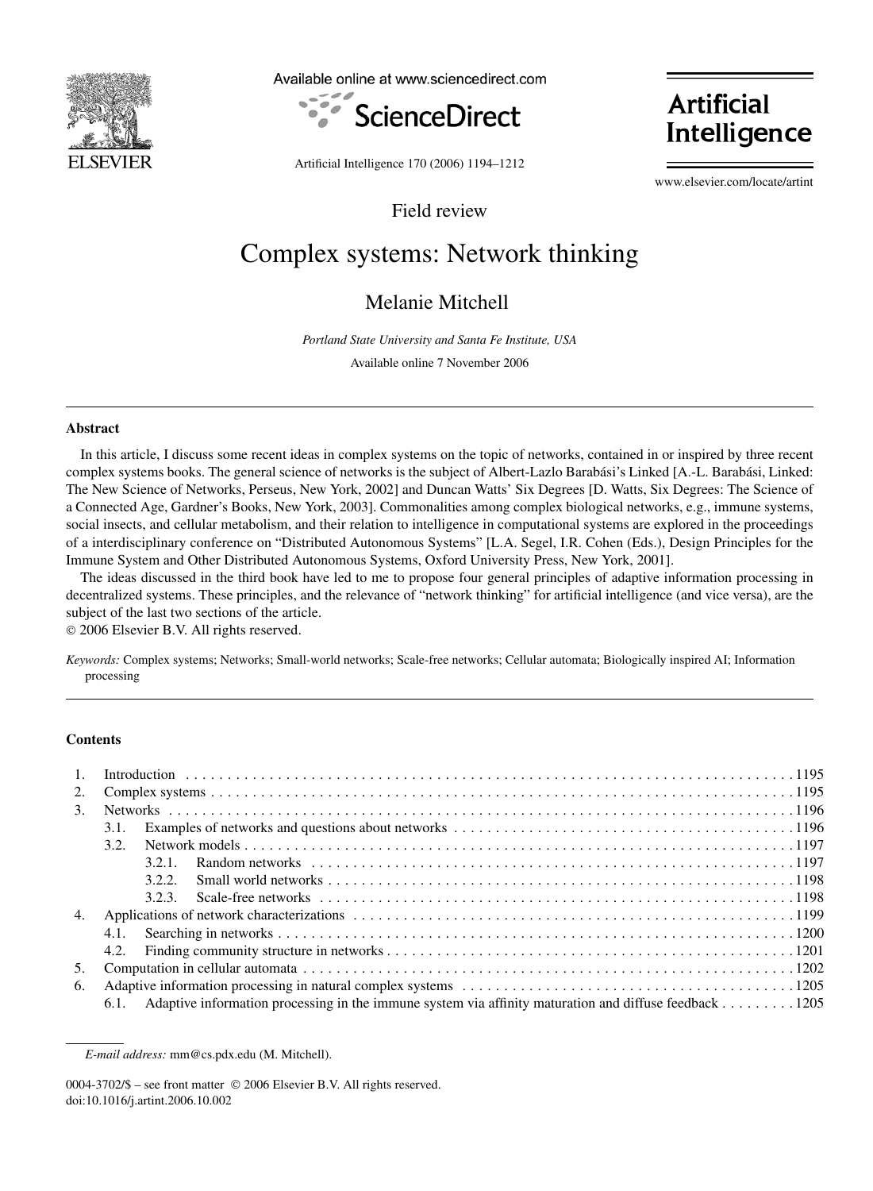Available online at www.sciencedirect.com

ScienceDirect

Artificial Intelligence

www.elsevier.com/locate/artint

Field review

# Complex systems: Network thinking

Melanie Mitchell

*Portland State University and Santa Fe Institute, USA*

Available online 7 November 2006

---

**Abstract**

In this article, I discuss some recent ideas in complex systems on the topic of networks, contained in or inspired by three recent complex systems books. The general science of networks is the subject of Albert-Lazlo Barabási's Linked [A.-L. Barabási, Linked: The New Science of Networks, Perseus, New York, 2002] and Duncan Watts' Six Degrees [D. Watts, Six Degrees: The Science of a Connected Age, Gardner's Books, New York, 2003]. Commonalities among complex biological networks, e.g., immune systems, social insects, and cellular metabolism, and their relation to intelligence in computational systems are explored in the proceedings of a interdisciplinary conference on "Distributed Autonomous Systems" [L.A. Segel, I.R. Cohen (Eds.), Design Principles for the Immune System and Other Distributed Autonomous Systems, Oxford University Press, New York, 2001].

The ideas discussed in the third book have led to me to propose four general principles of adaptive information processing in decentralized systems. These principles, and the relevance of "network thinking" for artificial intelligence (and vice versa), are the subject of the last two sections of the article.

© 2006 Elsevier B.V. All rights reserved.

*Keywords:* Complex systems; Networks; Small-world networks; Scale-free networks; Cellular automata; Biologically inspired AI; Information processing

---

**Contents**

1. Introduction . . . 1195
2. Complex systems . . . 1195
3. Networks . . . 1196
   - 3.1. Examples of networks and questions about networks . . . 1196
   - 3.2. Network models . . . 1197
     - 3.2.1. Random networks . . . 1197
     - 3.2.2. Small world networks . . . 1198
     - 3.2.3. Scale-free networks . . . 1198
4. Applications of network characterizations . . . 1199
   - 4.1. Searching in networks . . . 1200
   - 4.2. Finding community structure in networks . . . 1201
5. Computation in cellular automata . . . 1202
6. Adaptive information processing in natural complex systems . . . 1205
   - 6.1. Adaptive information processing in the immune system via affinity maturation and diffuse feedback . . . 1205

---

*E-mail address:* mm@cs.pdx.edu (M. Mitchell).

0004-3702/$ – see front matter © 2006 Elsevier B.V. All rights reserved.
doi:10.1016/j.artint.2006.10.002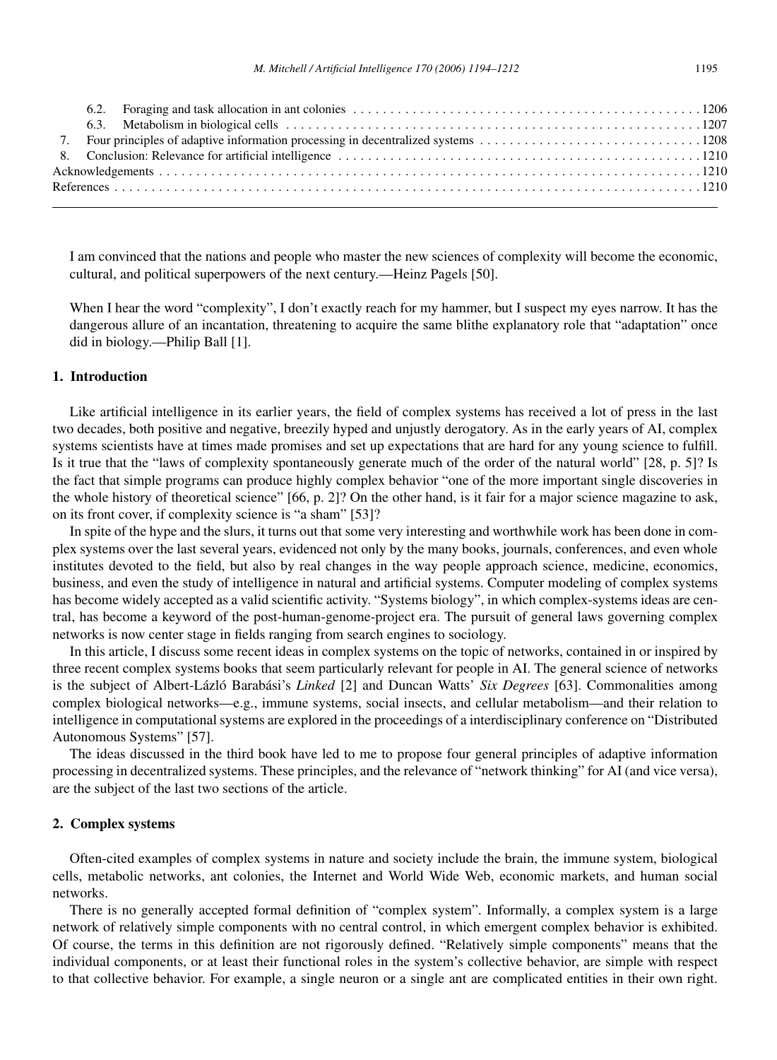6.2. Foraging and task allocation in ant colonies . . . . . . . . . . . . . . . . . . . . . . . . . . . . . . . . . . . . . . . . . . . . . . . 1206
6.3. Metabolism in biological cells . . . . . . . . . . . . . . . . . . . . . . . . . . . . . . . . . . . . . . . . . . . . . . . . . . . . . . . . 1207
7. Four principles of adaptive information processing in decentralized systems . . . . . . . . . . . . . . . . . . . . . . . . . . . . . . 1208
8. Conclusion: Relevance for artificial intelligence . . . . . . . . . . . . . . . . . . . . . . . . . . . . . . . . . . . . . . . . . . . . . . 1210
Acknowledgements . . . . . . . . . . . . . . . . . . . . . . . . . . . . . . . . . . . . . . . . . . . . . . . . . . . . . . . . . . . . . . . . 1210
References . . . . . . . . . . . . . . . . . . . . . . . . . . . . . . . . . . . . . . . . . . . . . . . . . . . . . . . . . . . . . . . . . . . . 1210

I am convinced that the nations and people who master the new sciences of complexity will become the economic, cultural, and political superpowers of the next century.—Heinz Pagels [50].

When I hear the word "complexity", I don't exactly reach for my hammer, but I suspect my eyes narrow. It has the dangerous allure of an incantation, threatening to acquire the same blithe explanatory role that "adaptation" once did in biology.—Philip Ball [1].

## 1. Introduction

Like artificial intelligence in its earlier years, the field of complex systems has received a lot of press in the last two decades, both positive and negative, breezily hyped and unjustly derogatory. As in the early years of AI, complex systems scientists have at times made promises and set up expectations that are hard for any young science to fulfill. Is it true that the "laws of complexity spontaneously generate much of the order of the natural world" [28, p. 5]? Is the fact that simple programs can produce highly complex behavior "one of the more important single discoveries in the whole history of theoretical science" [66, p. 2]? On the other hand, is it fair for a major science magazine to ask, on its front cover, if complexity science is "a sham" [53]?

In spite of the hype and the slurs, it turns out that some very interesting and worthwhile work has been done in complex systems over the last several years, evidenced not only by the many books, journals, conferences, and even whole institutes devoted to the field, but also by real changes in the way people approach science, medicine, economics, business, and even the study of intelligence in natural and artificial systems. Computer modeling of complex systems has become widely accepted as a valid scientific activity. "Systems biology", in which complex-systems ideas are central, has become a keyword of the post-human-genome-project era. The pursuit of general laws governing complex networks is now center stage in fields ranging from search engines to sociology.

In this article, I discuss some recent ideas in complex systems on the topic of networks, contained in or inspired by three recent complex systems books that seem particularly relevant for people in AI. The general science of networks is the subject of Albert-Lázló Barabási's *Linked* [2] and Duncan Watts' *Six Degrees* [63]. Commonalities among complex biological networks—e.g., immune systems, social insects, and cellular metabolism—and their relation to intelligence in computational systems are explored in the proceedings of a interdisciplinary conference on "Distributed Autonomous Systems" [57].

The ideas discussed in the third book have led to me to propose four general principles of adaptive information processing in decentralized systems. These principles, and the relevance of "network thinking" for AI (and vice versa), are the subject of the last two sections of the article.

## 2. Complex systems

Often-cited examples of complex systems in nature and society include the brain, the immune system, biological cells, metabolic networks, ant colonies, the Internet and World Wide Web, economic markets, and human social networks.

There is no generally accepted formal definition of "complex system". Informally, a complex system is a large network of relatively simple components with no central control, in which emergent complex behavior is exhibited. Of course, the terms in this definition are not rigorously defined. "Relatively simple components" means that the individual components, or at least their functional roles in the system's collective behavior, are simple with respect to that collective behavior. For example, a single neuron or a single ant are complicated entities in their own right.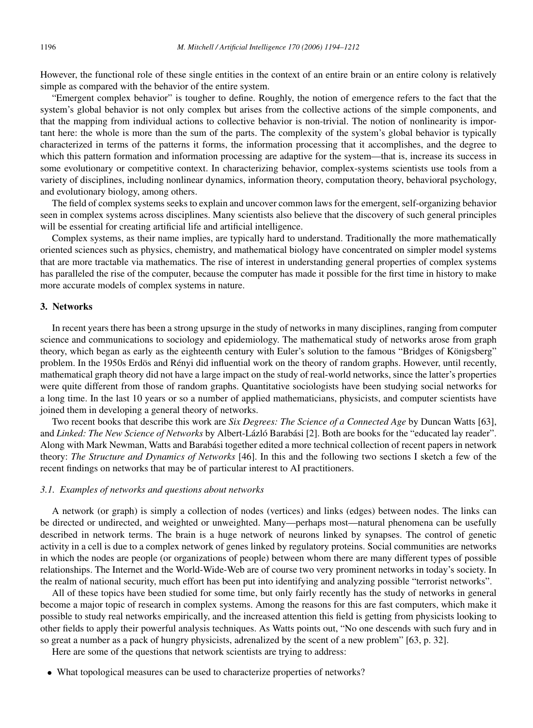However, the functional role of these single entities in the context of an entire brain or an entire colony is relatively simple as compared with the behavior of the entire system.

"Emergent complex behavior" is tougher to define. Roughly, the notion of emergence refers to the fact that the system's global behavior is not only complex but arises from the collective actions of the simple components, and that the mapping from individual actions to collective behavior is non-trivial. The notion of nonlinearity is important here: the whole is more than the sum of the parts. The complexity of the system's global behavior is typically characterized in terms of the patterns it forms, the information processing that it accomplishes, and the degree to which this pattern formation and information processing are adaptive for the system—that is, increase its success in some evolutionary or competitive context. In characterizing behavior, complex-systems scientists use tools from a variety of disciplines, including nonlinear dynamics, information theory, computation theory, behavioral psychology, and evolutionary biology, among others.

The field of complex systems seeks to explain and uncover common laws for the emergent, self-organizing behavior seen in complex systems across disciplines. Many scientists also believe that the discovery of such general principles will be essential for creating artificial life and artificial intelligence.

Complex systems, as their name implies, are typically hard to understand. Traditionally the more mathematically oriented sciences such as physics, chemistry, and mathematical biology have concentrated on simpler model systems that are more tractable via mathematics. The rise of interest in understanding general properties of complex systems has paralleled the rise of the computer, because the computer has made it possible for the first time in history to make more accurate models of complex systems in nature.

## 3. Networks

In recent years there has been a strong upsurge in the study of networks in many disciplines, ranging from computer science and communications to sociology and epidemiology. The mathematical study of networks arose from graph theory, which began as early as the eighteenth century with Euler's solution to the famous "Bridges of Königsberg" problem. In the 1950s Erdös and Rényi did influential work on the theory of random graphs. However, until recently, mathematical graph theory did not have a large impact on the study of real-world networks, since the latter's properties were quite different from those of random graphs. Quantitative sociologists have been studying social networks for a long time. In the last 10 years or so a number of applied mathematicians, physicists, and computer scientists have joined them in developing a general theory of networks.

Two recent books that describe this work are *Six Degrees: The Science of a Connected Age* by Duncan Watts [63], and *Linked: The New Science of Networks* by Albert-Lázló Barabási [2]. Both are books for the "educated lay reader". Along with Mark Newman, Watts and Barabási together edited a more technical collection of recent papers in network theory: *The Structure and Dynamics of Networks* [46]. In this and the following two sections I sketch a few of the recent findings on networks that may be of particular interest to AI practitioners.

### 3.1. Examples of networks and questions about networks

A network (or graph) is simply a collection of nodes (vertices) and links (edges) between nodes. The links can be directed or undirected, and weighted or unweighted. Many—perhaps most—natural phenomena can be usefully described in network terms. The brain is a huge network of neurons linked by synapses. The control of genetic activity in a cell is due to a complex network of genes linked by regulatory proteins. Social communities are networks in which the nodes are people (or organizations of people) between whom there are many different types of possible relationships. The Internet and the World-Wide-Web are of course two very prominent networks in today's society. In the realm of national security, much effort has been put into identifying and analyzing possible "terrorist networks".

All of these topics have been studied for some time, but only fairly recently has the study of networks in general become a major topic of research in complex systems. Among the reasons for this are fast computers, which make it possible to study real networks empirically, and the increased attention this field is getting from physicists looking to other fields to apply their powerful analysis techniques. As Watts points out, "No one descends with such fury and in so great a number as a pack of hungry physicists, adrenalized by the scent of a new problem" [63, p. 32].

Here are some of the questions that network scientists are trying to address:

- What topological measures can be used to characterize properties of networks?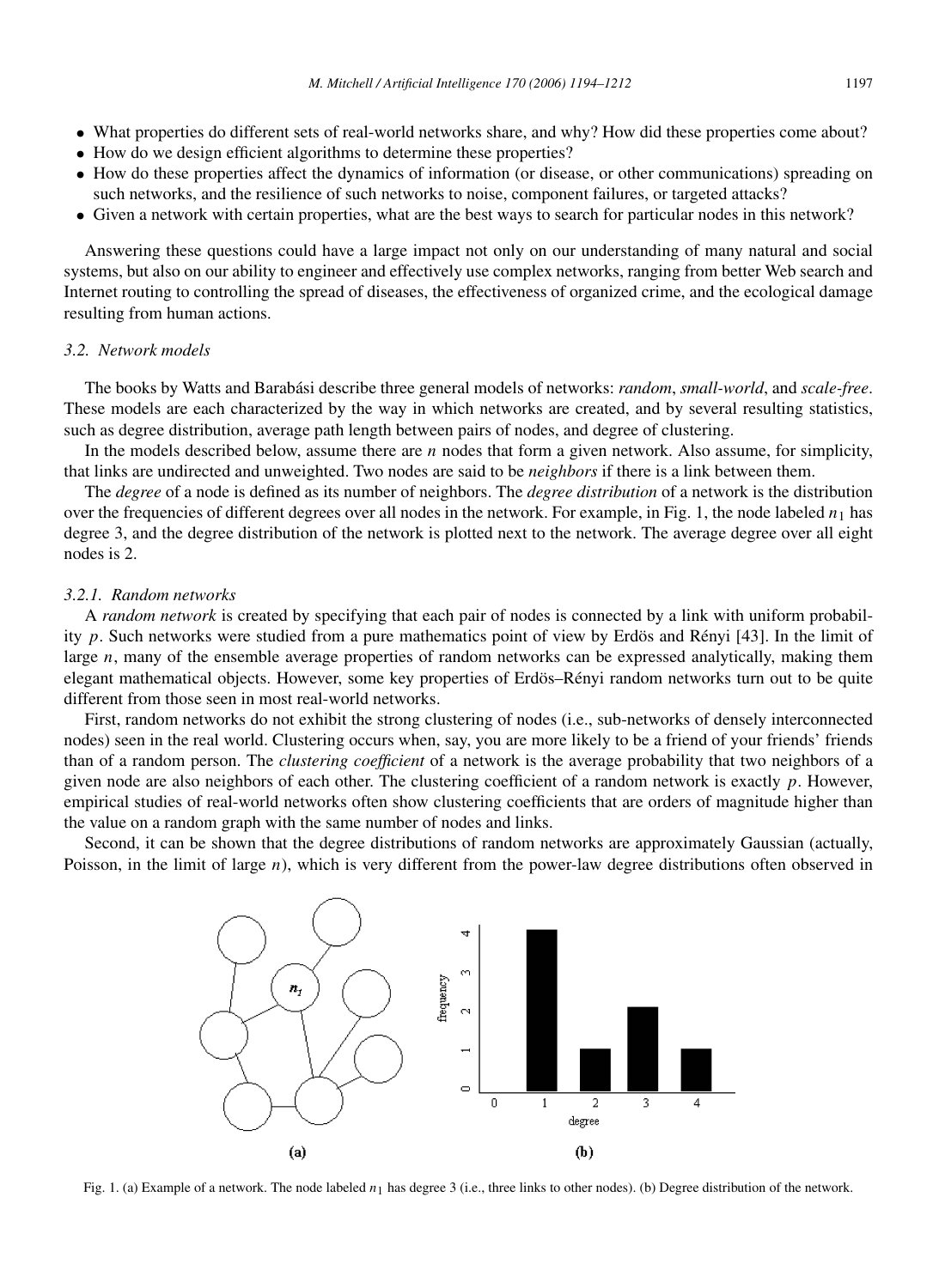- What properties do different sets of real-world networks share, and why? How did these properties come about?
- How do we design efficient algorithms to determine these properties?
- How do these properties affect the dynamics of information (or disease, or other communications) spreading on such networks, and the resilience of such networks to noise, component failures, or targeted attacks?
- Given a network with certain properties, what are the best ways to search for particular nodes in this network?

Answering these questions could have a large impact not only on our understanding of many natural and social systems, but also on our ability to engineer and effectively use complex networks, ranging from better Web search and Internet routing to controlling the spread of diseases, the effectiveness of organized crime, and the ecological damage resulting from human actions.

### 3.2. Network models

The books by Watts and Barabási describe three general models of networks: *random*, *small-world*, and *scale-free*. These models are each characterized by the way in which networks are created, and by several resulting statistics, such as degree distribution, average path length between pairs of nodes, and degree of clustering.

In the models described below, assume there are $n$ nodes that form a given network. Also assume, for simplicity, that links are undirected and unweighted. Two nodes are said to be *neighbors* if there is a link between them.

The *degree* of a node is defined as its number of neighbors. The *degree distribution* of a network is the distribution over the frequencies of different degrees over all nodes in the network. For example, in Fig. 1, the node labeled $n_1$ has degree 3, and the degree distribution of the network is plotted next to the network. The average degree over all eight nodes is 2.

#### 3.2.1. Random networks

A *random network* is created by specifying that each pair of nodes is connected by a link with uniform probability $p$. Such networks were studied from a pure mathematics point of view by Erdös and Rényi [43]. In the limit of large $n$, many of the ensemble average properties of random networks can be expressed analytically, making them elegant mathematical objects. However, some key properties of Erdös–Rényi random networks turn out to be quite different from those seen in most real-world networks.

First, random networks do not exhibit the strong clustering of nodes (i.e., sub-networks of densely interconnected nodes) seen in the real world. Clustering occurs when, say, you are more likely to be a friend of your friends' friends than of a random person. The *clustering coefficient* of a network is the average probability that two neighbors of a given node are also neighbors of each other. The clustering coefficient of a random network is exactly $p$. However, empirical studies of real-world networks often show clustering coefficients that are orders of magnitude higher than the value on a random graph with the same number of nodes and links.

Second, it can be shown that the degree distributions of random networks are approximately Gaussian (actually, Poisson, in the limit of large $n$), which is very different from the power-law degree distributions often observed in

$n_1$

(a)

frequency

0
1
2
3
4

0 1 2 3 4

degree

(b)

Fig. 1. (a) Example of a network. The node labeled $n_1$ has degree 3 (i.e., three links to other nodes). (b) Degree distribution of the network.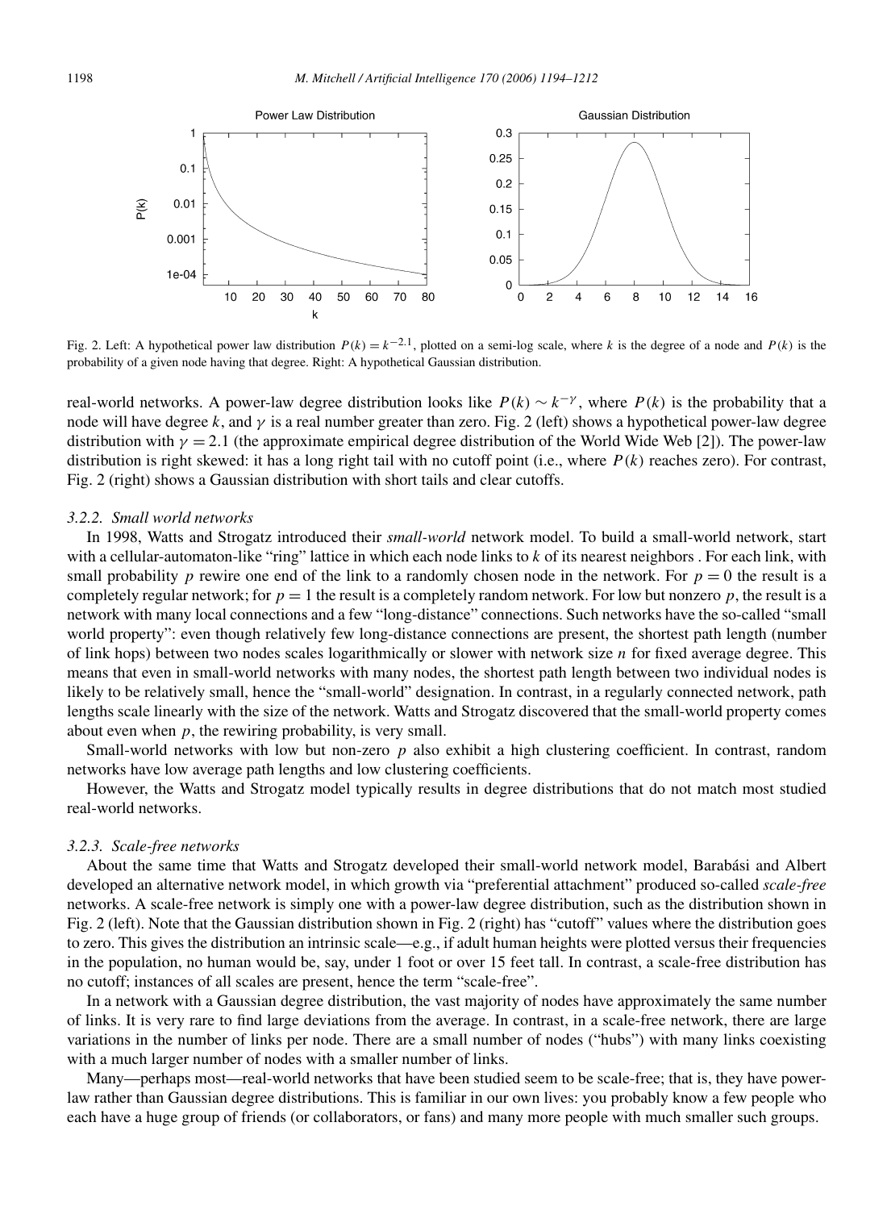Power Law Distribution

P(k)

1

0.1

0.01

0.001

1e-04

10 20 30 40 50 60 70 80

k

Gaussian Distribution

0.3

0.25

0.2

0.15

0.1

0.05

0

0 2 4 6 8 10 12 14 16

Fig. 2. Left: A hypothetical power law distribution $P(k) = k^{-2.1}$, plotted on a semi-log scale, where $k$ is the degree of a node and $P(k)$ is the probability of a given node having that degree. Right: A hypothetical Gaussian distribution.

real-world networks. A power-law degree distribution looks like $P(k) \sim k^{-\gamma}$, where $P(k)$ is the probability that a node will have degree $k$, and $\gamma$ is a real number greater than zero. Fig. 2 (left) shows a hypothetical power-law degree distribution with $\gamma = 2.1$ (the approximate empirical degree distribution of the World Wide Web [2]). The power-law distribution is right skewed: it has a long right tail with no cutoff point (i.e., where $P(k)$ reaches zero). For contrast, Fig. 2 (right) shows a Gaussian distribution with short tails and clear cutoffs.

### 3.2.2. Small world networks

In 1998, Watts and Strogatz introduced their *small-world* network model. To build a small-world network, start with a cellular-automaton-like "ring" lattice in which each node links to $k$ of its nearest neighbors . For each link, with small probability $p$ rewire one end of the link to a randomly chosen node in the network. For $p = 0$ the result is a completely regular network; for $p = 1$ the result is a completely random network. For low but nonzero $p$, the result is a network with many local connections and a few "long-distance" connections. Such networks have the so-called "small world property": even though relatively few long-distance connections are present, the shortest path length (number of link hops) between two nodes scales logarithmically or slower with network size $n$ for fixed average degree. This means that even in small-world networks with many nodes, the shortest path length between two individual nodes is likely to be relatively small, hence the "small-world" designation. In contrast, in a regularly connected network, path lengths scale linearly with the size of the network. Watts and Strogatz discovered that the small-world property comes about even when $p$, the rewiring probability, is very small.

Small-world networks with low but non-zero $p$ also exhibit a high clustering coefficient. In contrast, random networks have low average path lengths and low clustering coefficients.

However, the Watts and Strogatz model typically results in degree distributions that do not match most studied real-world networks.

### 3.2.3. Scale-free networks

About the same time that Watts and Strogatz developed their small-world network model, Barabási and Albert developed an alternative network model, in which growth via "preferential attachment" produced so-called *scale-free* networks. A scale-free network is simply one with a power-law degree distribution, such as the distribution shown in Fig. 2 (left). Note that the Gaussian distribution shown in Fig. 2 (right) has "cutoff" values where the distribution goes to zero. This gives the distribution an intrinsic scale—e.g., if adult human heights were plotted versus their frequencies in the population, no human would be, say, under 1 foot or over 15 feet tall. In contrast, a scale-free distribution has no cutoff; instances of all scales are present, hence the term "scale-free".

In a network with a Gaussian degree distribution, the vast majority of nodes have approximately the same number of links. It is very rare to find large deviations from the average. In contrast, in a scale-free network, there are large variations in the number of links per node. There are a small number of nodes ("hubs") with many links coexisting with a much larger number of nodes with a smaller number of links.

Many—perhaps most—real-world networks that have been studied seem to be scale-free; that is, they have power-law rather than Gaussian degree distributions. This is familiar in our own lives: you probably know a few people who each have a huge group of friends (or collaborators, or fans) and many more people with much smaller such groups.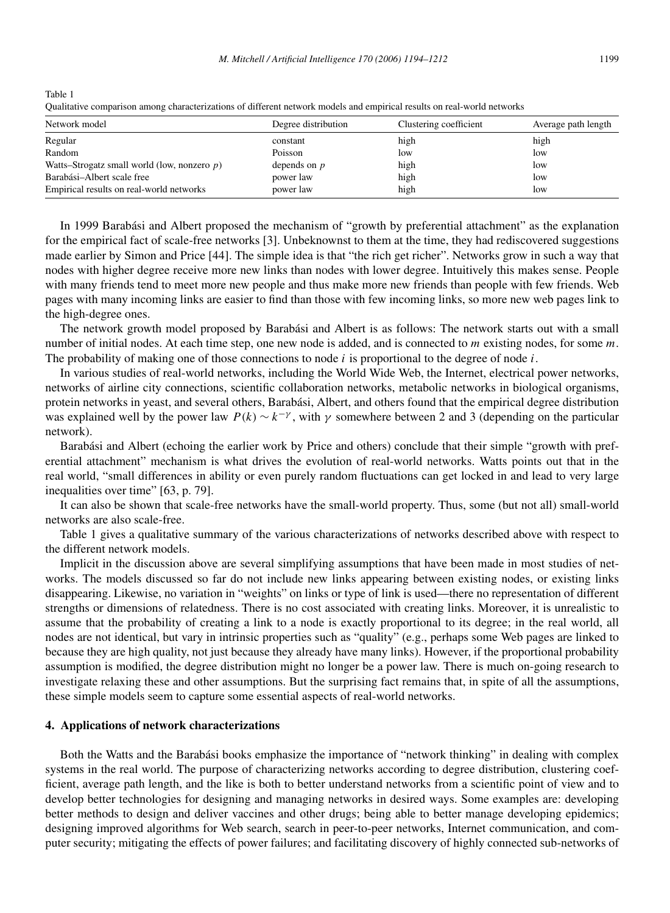Table 1
Qualitative comparison among characterizations of different network models and empirical results on real-world networks

| Network model | Degree distribution | Clustering coefficient | Average path length |
| --- | --- | --- | --- |
| Regular | constant | high | high |
| Random | Poisson | low | low |
| Watts–Strogatz small world (low, nonzero $p$) | depends on $p$ | high | low |
| Barabási–Albert scale free | power law | high | low |
| Empirical results on real-world networks | power law | high | low |

In 1999 Barabási and Albert proposed the mechanism of "growth by preferential attachment" as the explanation for the empirical fact of scale-free networks [3]. Unbeknownst to them at the time, they had rediscovered suggestions made earlier by Simon and Price [44]. The simple idea is that "the rich get richer". Networks grow in such a way that nodes with higher degree receive more new links than nodes with lower degree. Intuitively this makes sense. People with many friends tend to meet more new people and thus make more new friends than people with few friends. Web pages with many incoming links are easier to find than those with few incoming links, so more new web pages link to the high-degree ones.

The network growth model proposed by Barabási and Albert is as follows: The network starts out with a small number of initial nodes. At each time step, one new node is added, and is connected to $m$ existing nodes, for some $m$. The probability of making one of those connections to node $i$ is proportional to the degree of node $i$.

In various studies of real-world networks, including the World Wide Web, the Internet, electrical power networks, networks of airline city connections, scientific collaboration networks, metabolic networks in biological organisms, protein networks in yeast, and several others, Barabási, Albert, and others found that the empirical degree distribution was explained well by the power law $P(k) \sim k^{-\gamma}$, with $\gamma$ somewhere between 2 and 3 (depending on the particular network).

Barabási and Albert (echoing the earlier work by Price and others) conclude that their simple "growth with preferential attachment" mechanism is what drives the evolution of real-world networks. Watts points out that in the real world, "small differences in ability or even purely random fluctuations can get locked in and lead to very large inequalities over time" [63, p. 79].

It can also be shown that scale-free networks have the small-world property. Thus, some (but not all) small-world networks are also scale-free.

Table 1 gives a qualitative summary of the various characterizations of networks described above with respect to the different network models.

Implicit in the discussion above are several simplifying assumptions that have been made in most studies of networks. The models discussed so far do not include new links appearing between existing nodes, or existing links disappearing. Likewise, no variation in "weights" on links or type of link is used—there no representation of different strengths or dimensions of relatedness. There is no cost associated with creating links. Moreover, it is unrealistic to assume that the probability of creating a link to a node is exactly proportional to its degree; in the real world, all nodes are not identical, but vary in intrinsic properties such as "quality" (e.g., perhaps some Web pages are linked to because they are high quality, not just because they already have many links). However, if the proportional probability assumption is modified, the degree distribution might no longer be a power law. There is much on-going research to investigate relaxing these and other assumptions. But the surprising fact remains that, in spite of all the assumptions, these simple models seem to capture some essential aspects of real-world networks.

## 4. Applications of network characterizations

Both the Watts and the Barabási books emphasize the importance of "network thinking" in dealing with complex systems in the real world. The purpose of characterizing networks according to degree distribution, clustering coefficient, average path length, and the like is both to better understand networks from a scientific point of view and to develop better technologies for designing and managing networks in desired ways. Some examples are: developing better methods to design and deliver vaccines and other drugs; being able to better manage developing epidemics; designing improved algorithms for Web search, search in peer-to-peer networks, Internet communication, and computer security; mitigating the effects of power failures; and facilitating discovery of highly connected sub-networks of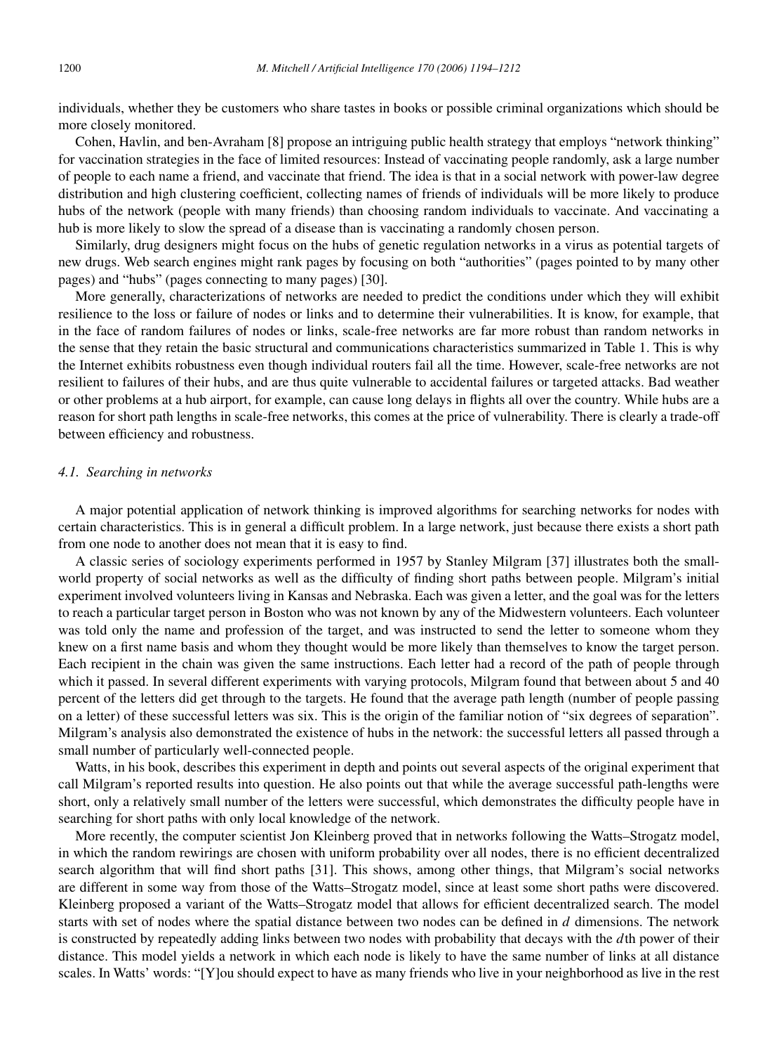individuals, whether they be customers who share tastes in books or possible criminal organizations which should be more closely monitored.

Cohen, Havlin, and ben-Avraham [8] propose an intriguing public health strategy that employs "network thinking" for vaccination strategies in the face of limited resources: Instead of vaccinating people randomly, ask a large number of people to each name a friend, and vaccinate that friend. The idea is that in a social network with power-law degree distribution and high clustering coefficient, collecting names of friends of individuals will be more likely to produce hubs of the network (people with many friends) than choosing random individuals to vaccinate. And vaccinating a hub is more likely to slow the spread of a disease than is vaccinating a randomly chosen person.

Similarly, drug designers might focus on the hubs of genetic regulation networks in a virus as potential targets of new drugs. Web search engines might rank pages by focusing on both "authorities" (pages pointed to by many other pages) and "hubs" (pages connecting to many pages) [30].

More generally, characterizations of networks are needed to predict the conditions under which they will exhibit resilience to the loss or failure of nodes or links and to determine their vulnerabilities. It is know, for example, that in the face of random failures of nodes or links, scale-free networks are far more robust than random networks in the sense that they retain the basic structural and communications characteristics summarized in Table 1. This is why the Internet exhibits robustness even though individual routers fail all the time. However, scale-free networks are not resilient to failures of their hubs, and are thus quite vulnerable to accidental failures or targeted attacks. Bad weather or other problems at a hub airport, for example, can cause long delays in flights all over the country. While hubs are a reason for short path lengths in scale-free networks, this comes at the price of vulnerability. There is clearly a trade-off between efficiency and robustness.

### *4.1. Searching in networks*

A major potential application of network thinking is improved algorithms for searching networks for nodes with certain characteristics. This is in general a difficult problem. In a large network, just because there exists a short path from one node to another does not mean that it is easy to find.

A classic series of sociology experiments performed in 1957 by Stanley Milgram [37] illustrates both the small-world property of social networks as well as the difficulty of finding short paths between people. Milgram's initial experiment involved volunteers living in Kansas and Nebraska. Each was given a letter, and the goal was for the letters to reach a particular target person in Boston who was not known by any of the Midwestern volunteers. Each volunteer was told only the name and profession of the target, and was instructed to send the letter to someone whom they knew on a first name basis and whom they thought would be more likely than themselves to know the target person. Each recipient in the chain was given the same instructions. Each letter had a record of the path of people through which it passed. In several different experiments with varying protocols, Milgram found that between about 5 and 40 percent of the letters did get through to the targets. He found that the average path length (number of people passing on a letter) of these successful letters was six. This is the origin of the familiar notion of "six degrees of separation". Milgram's analysis also demonstrated the existence of hubs in the network: the successful letters all passed through a small number of particularly well-connected people.

Watts, in his book, describes this experiment in depth and points out several aspects of the original experiment that call Milgram's reported results into question. He also points out that while the average successful path-lengths were short, only a relatively small number of the letters were successful, which demonstrates the difficulty people have in searching for short paths with only local knowledge of the network.

More recently, the computer scientist Jon Kleinberg proved that in networks following the Watts–Strogatz model, in which the random rewirings are chosen with uniform probability over all nodes, there is no efficient decentralized search algorithm that will find short paths [31]. This shows, among other things, that Milgram's social networks are different in some way from those of the Watts–Strogatz model, since at least some short paths were discovered. Kleinberg proposed a variant of the Watts–Strogatz model that allows for efficient decentralized search. The model starts with set of nodes where the spatial distance between two nodes can be defined in $d$ dimensions. The network is constructed by repeatedly adding links between two nodes with probability that decays with the $d$th power of their distance. This model yields a network in which each node is likely to have the same number of links at all distance scales. In Watts' words: "[Y]ou should expect to have as many friends who live in your neighborhood as live in the rest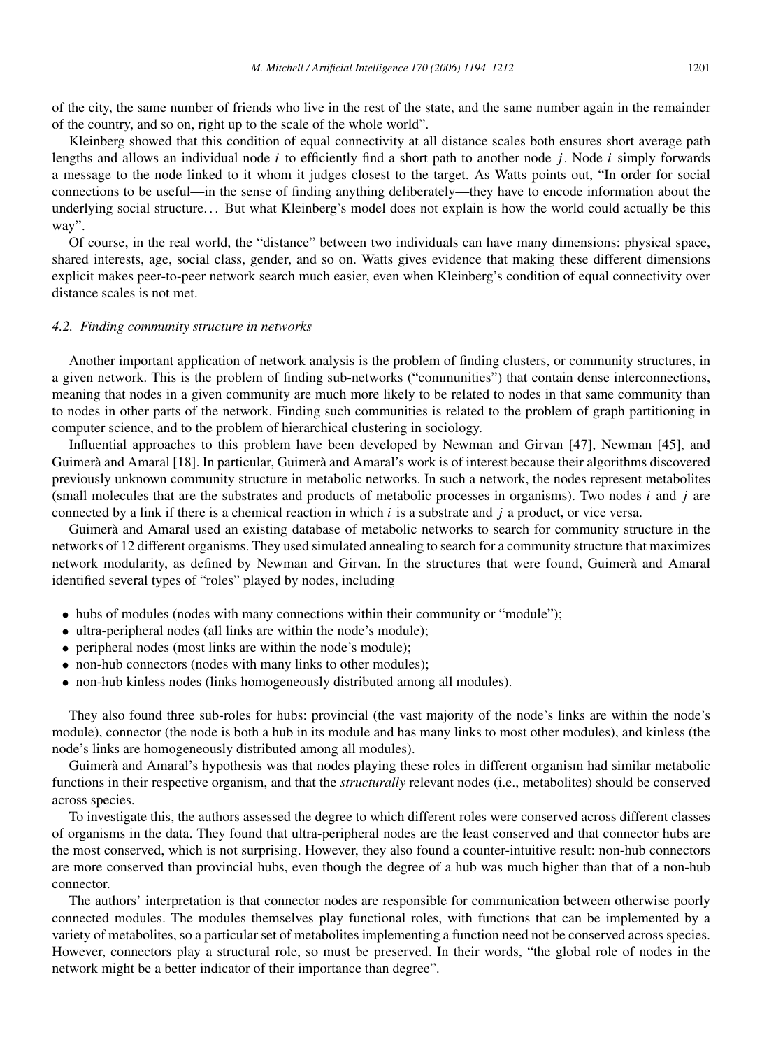of the city, the same number of friends who live in the rest of the state, and the same number again in the remainder of the country, and so on, right up to the scale of the whole world".

Kleinberg showed that this condition of equal connectivity at all distance scales both ensures short average path lengths and allows an individual node $i$ to efficiently find a short path to another node $j$. Node $i$ simply forwards a message to the node linked to it whom it judges closest to the target. As Watts points out, "In order for social connections to be useful—in the sense of finding anything deliberately—they have to encode information about the underlying social structure... But what Kleinberg's model does not explain is how the world could actually be this way".

Of course, in the real world, the "distance" between two individuals can have many dimensions: physical space, shared interests, age, social class, gender, and so on. Watts gives evidence that making these different dimensions explicit makes peer-to-peer network search much easier, even when Kleinberg's condition of equal connectivity over distance scales is not met.

### 4.2. Finding community structure in networks

Another important application of network analysis is the problem of finding clusters, or community structures, in a given network. This is the problem of finding sub-networks ("communities") that contain dense interconnections, meaning that nodes in a given community are much more likely to be related to nodes in that same community than to nodes in other parts of the network. Finding such communities is related to the problem of graph partitioning in computer science, and to the problem of hierarchical clustering in sociology.

Influential approaches to this problem have been developed by Newman and Girvan [47], Newman [45], and Guimerà and Amaral [18]. In particular, Guimerà and Amaral's work is of interest because their algorithms discovered previously unknown community structure in metabolic networks. In such a network, the nodes represent metabolites (small molecules that are the substrates and products of metabolic processes in organisms). Two nodes $i$ and $j$ are connected by a link if there is a chemical reaction in which $i$ is a substrate and $j$ a product, or vice versa.

Guimerà and Amaral used an existing database of metabolic networks to search for community structure in the networks of 12 different organisms. They used simulated annealing to search for a community structure that maximizes network modularity, as defined by Newman and Girvan. In the structures that were found, Guimerà and Amaral identified several types of "roles" played by nodes, including

- hubs of modules (nodes with many connections within their community or "module");
- ultra-peripheral nodes (all links are within the node's module);
- peripheral nodes (most links are within the node's module);
- non-hub connectors (nodes with many links to other modules);
- non-hub kinless nodes (links homogeneously distributed among all modules).

They also found three sub-roles for hubs: provincial (the vast majority of the node's links are within the node's module), connector (the node is both a hub in its module and has many links to most other modules), and kinless (the node's links are homogeneously distributed among all modules).

Guimerà and Amaral's hypothesis was that nodes playing these roles in different organism had similar metabolic functions in their respective organism, and that the *structurally* relevant nodes (i.e., metabolites) should be conserved across species.

To investigate this, the authors assessed the degree to which different roles were conserved across different classes of organisms in the data. They found that ultra-peripheral nodes are the least conserved and that connector hubs are the most conserved, which is not surprising. However, they also found a counter-intuitive result: non-hub connectors are more conserved than provincial hubs, even though the degree of a hub was much higher than that of a non-hub connector.

The authors' interpretation is that connector nodes are responsible for communication between otherwise poorly connected modules. The modules themselves play functional roles, with functions that can be implemented by a variety of metabolites, so a particular set of metabolites implementing a function need not be conserved across species. However, connectors play a structural role, so must be preserved. In their words, "the global role of nodes in the network might be a better indicator of their importance than degree".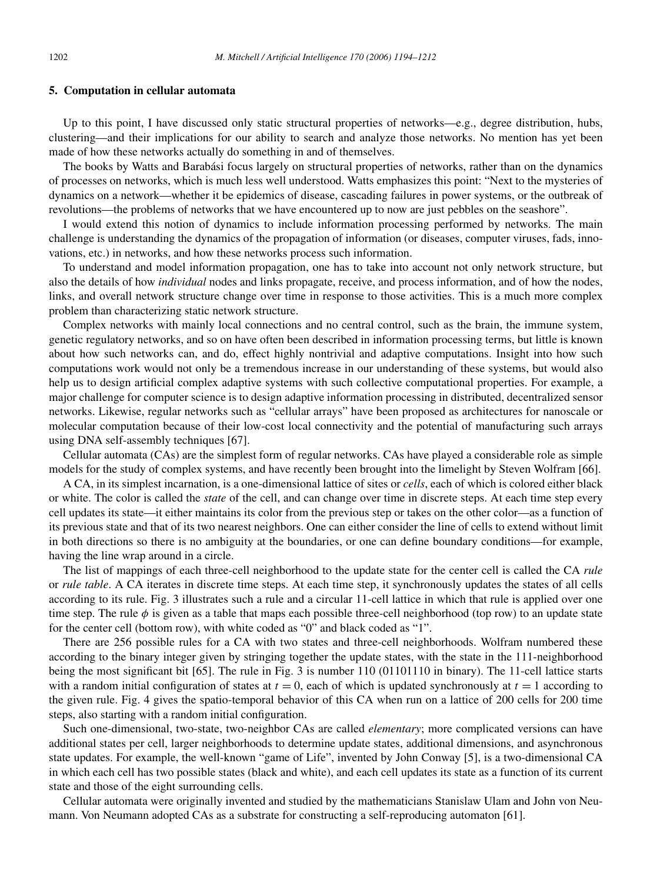## 5. Computation in cellular automata

Up to this point, I have discussed only static structural properties of networks—e.g., degree distribution, hubs, clustering—and their implications for our ability to search and analyze those networks. No mention has yet been made of how these networks actually do something in and of themselves.

The books by Watts and Barabási focus largely on structural properties of networks, rather than on the dynamics of processes on networks, which is much less well understood. Watts emphasizes this point: "Next to the mysteries of dynamics on a network—whether it be epidemics of disease, cascading failures in power systems, or the outbreak of revolutions—the problems of networks that we have encountered up to now are just pebbles on the seashore".

I would extend this notion of dynamics to include information processing performed by networks. The main challenge is understanding the dynamics of the propagation of information (or diseases, computer viruses, fads, innovations, etc.) in networks, and how these networks process such information.

To understand and model information propagation, one has to take into account not only network structure, but also the details of how *individual* nodes and links propagate, receive, and process information, and of how the nodes, links, and overall network structure change over time in response to those activities. This is a much more complex problem than characterizing static network structure.

Complex networks with mainly local connections and no central control, such as the brain, the immune system, genetic regulatory networks, and so on have often been described in information processing terms, but little is known about how such networks can, and do, effect highly nontrivial and adaptive computations. Insight into how such computations work would not only be a tremendous increase in our understanding of these systems, but would also help us to design artificial complex adaptive systems with such collective computational properties. For example, a major challenge for computer science is to design adaptive information processing in distributed, decentralized sensor networks. Likewise, regular networks such as "cellular arrays" have been proposed as architectures for nanoscale or molecular computation because of their low-cost local connectivity and the potential of manufacturing such arrays using DNA self-assembly techniques [67].

Cellular automata (CAs) are the simplest form of regular networks. CAs have played a considerable role as simple models for the study of complex systems, and have recently been brought into the limelight by Steven Wolfram [66].

A CA, in its simplest incarnation, is a one-dimensional lattice of sites or *cells*, each of which is colored either black or white. The color is called the *state* of the cell, and can change over time in discrete steps. At each time step every cell updates its state—it either maintains its color from the previous step or takes on the other color—as a function of its previous state and that of its two nearest neighbors. One can either consider the line of cells to extend without limit in both directions so there is no ambiguity at the boundaries, or one can define boundary conditions—for example, having the line wrap around in a circle.

The list of mappings of each three-cell neighborhood to the update state for the center cell is called the CA *rule* or *rule table*. A CA iterates in discrete time steps. At each time step, it synchronously updates the states of all cells according to its rule. Fig. 3 illustrates such a rule and a circular 11-cell lattice in which that rule is applied over one time step. The rule $\phi$ is given as a table that maps each possible three-cell neighborhood (top row) to an update state for the center cell (bottom row), with white coded as "0" and black coded as "1".

There are 256 possible rules for a CA with two states and three-cell neighborhoods. Wolfram numbered these according to the binary integer given by stringing together the update states, with the state in the 111-neighborhood being the most significant bit [65]. The rule in Fig. 3 is number 110 (01101110 in binary). The 11-cell lattice starts with a random initial configuration of states at $t = 0$, each of which is updated synchronously at $t = 1$ according to the given rule. Fig. 4 gives the spatio-temporal behavior of this CA when run on a lattice of 200 cells for 200 time steps, also starting with a random initial configuration.

Such one-dimensional, two-state, two-neighbor CAs are called *elementary*; more complicated versions can have additional states per cell, larger neighborhoods to determine update states, additional dimensions, and asynchronous state updates. For example, the well-known "game of Life", invented by John Conway [5], is a two-dimensional CA in which each cell has two possible states (black and white), and each cell updates its state as a function of its current state and those of the eight surrounding cells.

Cellular automata were originally invented and studied by the mathematicians Stanislaw Ulam and John von Neumann. Von Neumann adopted CAs as a substrate for constructing a self-reproducing automaton [61].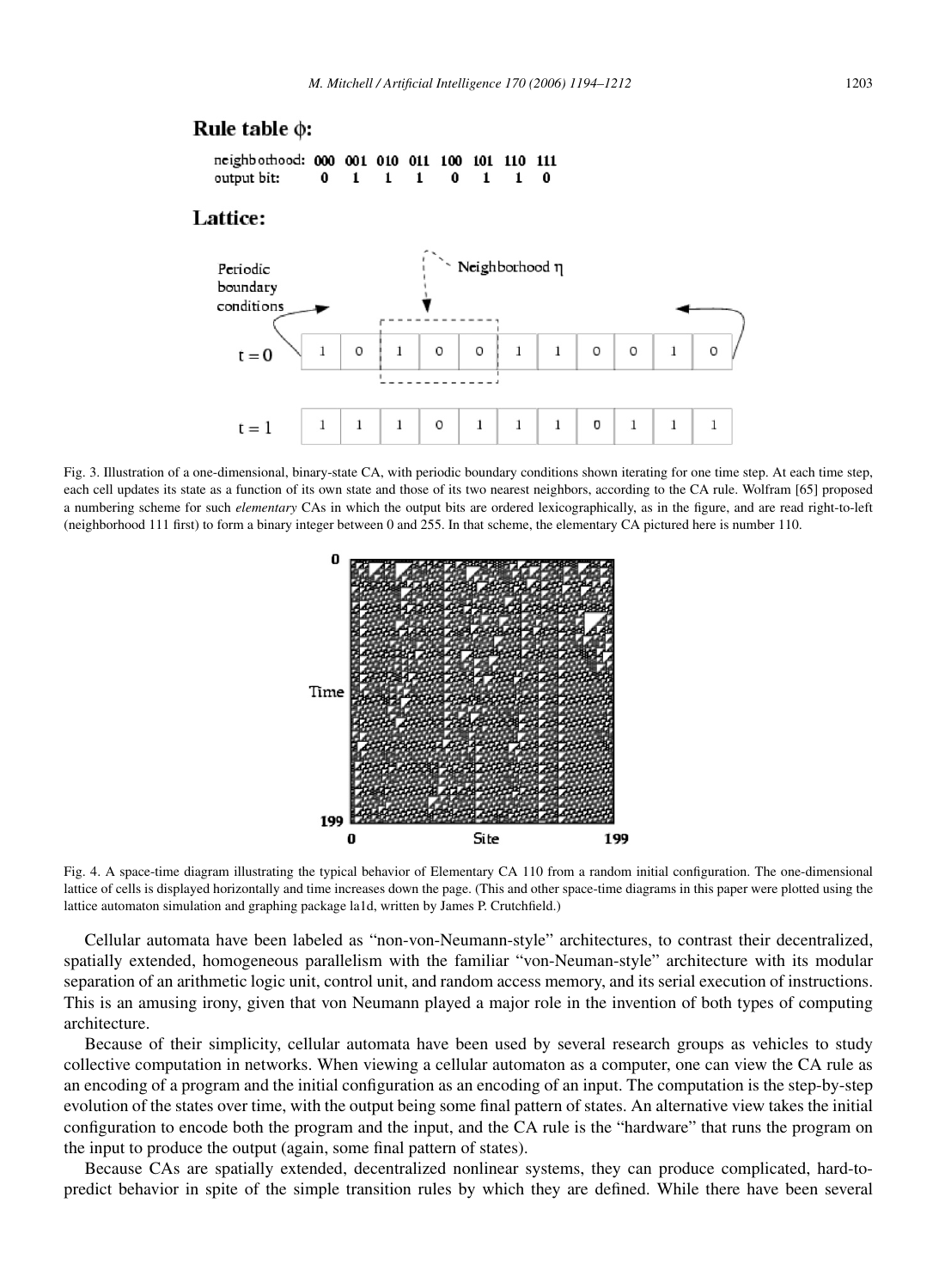**Rule table φ:**

| neighborhood: | 000 | 001 | 010 | 011 | 100 | 101 | 110 | 111 |
|---|---|---|---|---|---|---|---|---|
| output bit: | 0 | 1 | 1 | 1 | 0 | 1 | 1 | 0 |

**Lattice:**

| | | | | | | | | | | | |
|---|---|---|---|---|---|---|---|---|---|---|---|
| t = 0 | 1 | 0 | 1 | 0 | 0 | 1 | 1 | 0 | 0 | 1 | 0 |
| t = 1 | 1 | 1 | 1 | 0 | 1 | 1 | 1 | 0 | 1 | 1 | 1 |

Fig. 3. Illustration of a one-dimensional, binary-state CA, with periodic boundary conditions shown iterating for one time step. At each time step, each cell updates its state as a function of its own state and those of its two nearest neighbors, according to the CA rule. Wolfram [65] proposed a numbering scheme for such *elementary* CAs in which the output bits are ordered lexicographically, as in the figure, and are read right-to-left (neighborhood 111 first) to form a binary integer between 0 and 255. In that scheme, the elementary CA pictured here is number 110.

Fig. 4. A space-time diagram illustrating the typical behavior of Elementary CA 110 from a random initial configuration. The one-dimensional lattice of cells is displayed horizontally and time increases down the page. (This and other space-time diagrams in this paper were plotted using the lattice automaton simulation and graphing package la1d, written by James P. Crutchfield.)

Cellular automata have been labeled as "non-von-Neumann-style" architectures, to contrast their decentralized, spatially extended, homogeneous parallelism with the familiar "von-Neuman-style" architecture with its modular separation of an arithmetic logic unit, control unit, and random access memory, and its serial execution of instructions. This is an amusing irony, given that von Neumann played a major role in the invention of both types of computing architecture.

Because of their simplicity, cellular automata have been used by several research groups as vehicles to study collective computation in networks. When viewing a cellular automaton as a computer, one can view the CA rule as an encoding of a program and the initial configuration as an encoding of an input. The computation is the step-by-step evolution of the states over time, with the output being some final pattern of states. An alternative view takes the initial configuration to encode both the program and the input, and the CA rule is the "hardware" that runs the program on the input to produce the output (again, some final pattern of states).

Because CAs are spatially extended, decentralized nonlinear systems, they can produce complicated, hard-to-predict behavior in spite of the simple transition rules by which they are defined. While there have been several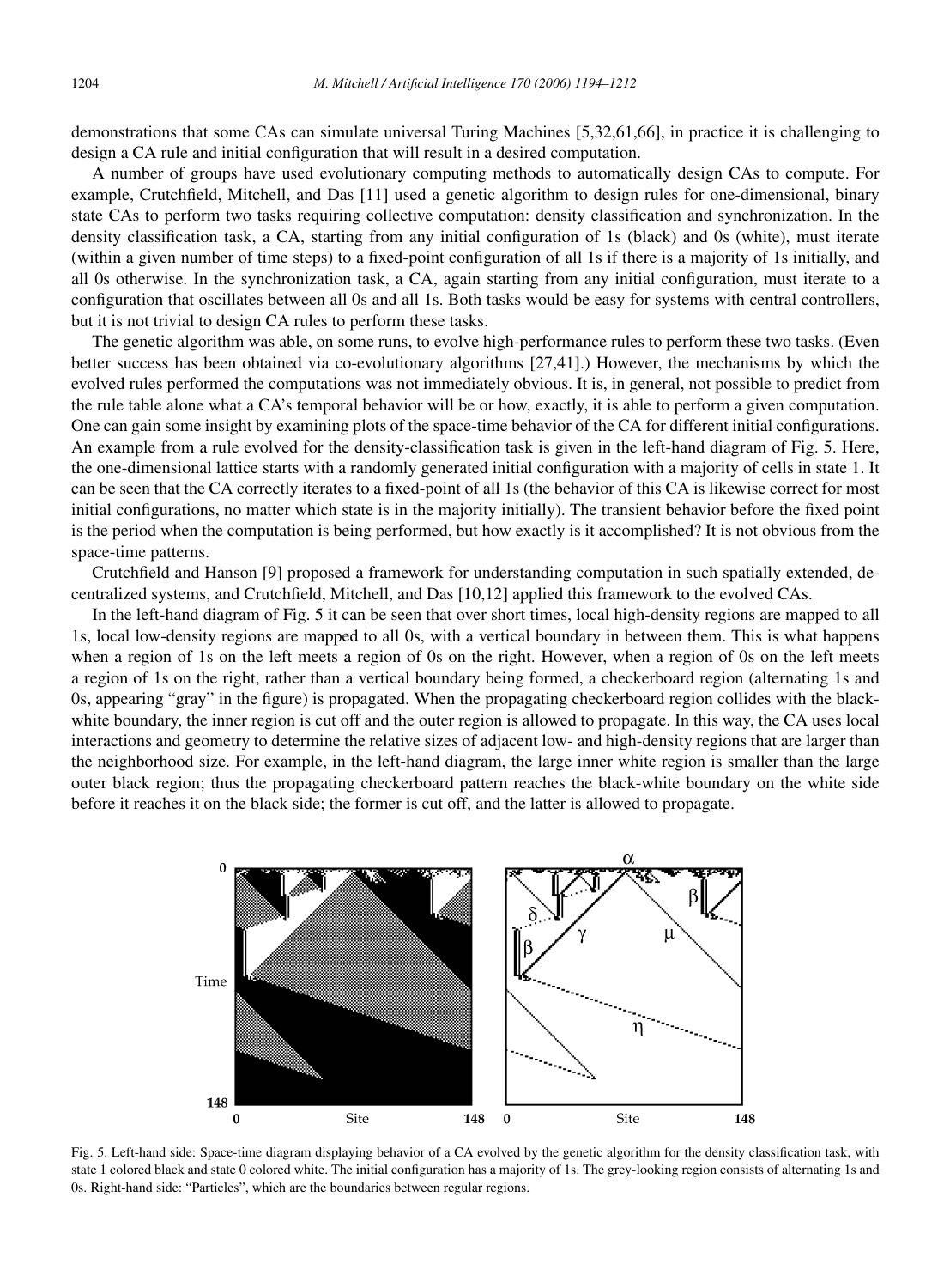demonstrations that some CAs can simulate universal Turing Machines [5,32,61,66], in practice it is challenging to design a CA rule and initial configuration that will result in a desired computation.

A number of groups have used evolutionary computing methods to automatically design CAs to compute. For example, Crutchfield, Mitchell, and Das [11] used a genetic algorithm to design rules for one-dimensional, binary state CAs to perform two tasks requiring collective computation: density classification and synchronization. In the density classification task, a CA, starting from any initial configuration of 1s (black) and 0s (white), must iterate (within a given number of time steps) to a fixed-point configuration of all 1s if there is a majority of 1s initially, and all 0s otherwise. In the synchronization task, a CA, again starting from any initial configuration, must iterate to a configuration that oscillates between all 0s and all 1s. Both tasks would be easy for systems with central controllers, but it is not trivial to design CA rules to perform these tasks.

The genetic algorithm was able, on some runs, to evolve high-performance rules to perform these two tasks. (Even better success has been obtained via co-evolutionary algorithms [27,41].) However, the mechanisms by which the evolved rules performed the computations was not immediately obvious. It is, in general, not possible to predict from the rule table alone what a CA's temporal behavior will be or how, exactly, it is able to perform a given computation. One can gain some insight by examining plots of the space-time behavior of the CA for different initial configurations. An example from a rule evolved for the density-classification task is given in the left-hand diagram of Fig. 5. Here, the one-dimensional lattice starts with a randomly generated initial configuration with a majority of cells in state 1. It can be seen that the CA correctly iterates to a fixed-point of all 1s (the behavior of this CA is likewise correct for most initial configurations, no matter which state is in the majority initially). The transient behavior before the fixed point is the period when the computation is being performed, but how exactly is it accomplished? It is not obvious from the space-time patterns.

Crutchfield and Hanson [9] proposed a framework for understanding computation in such spatially extended, decentralized systems, and Crutchfield, Mitchell, and Das [10,12] applied this framework to the evolved CAs.

In the left-hand diagram of Fig. 5 it can be seen that over short times, local high-density regions are mapped to all 1s, local low-density regions are mapped to all 0s, with a vertical boundary in between them. This is what happens when a region of 1s on the left meets a region of 0s on the right. However, when a region of 0s on the left meets a region of 1s on the right, rather than a vertical boundary being formed, a checkerboard region (alternating 1s and 0s, appearing "gray" in the figure) is propagated. When the propagating checkerboard region collides with the black-white boundary, the inner region is cut off and the outer region is allowed to propagate. In this way, the CA uses local interactions and geometry to determine the relative sizes of adjacent low- and high-density regions that are larger than the neighborhood size. For example, in the left-hand diagram, the large inner white region is smaller than the large outer black region; thus the propagating checkerboard pattern reaches the black-white boundary on the white side before it reaches it on the black side; the former is cut off, and the latter is allowed to propagate.

Fig. 5. Left-hand side: Space-time diagram displaying behavior of a CA evolved by the genetic algorithm for the density classification task, with state 1 colored black and state 0 colored white. The initial configuration has a majority of 1s. The grey-looking region consists of alternating 1s and 0s. Right-hand side: "Particles", which are the boundaries between regular regions.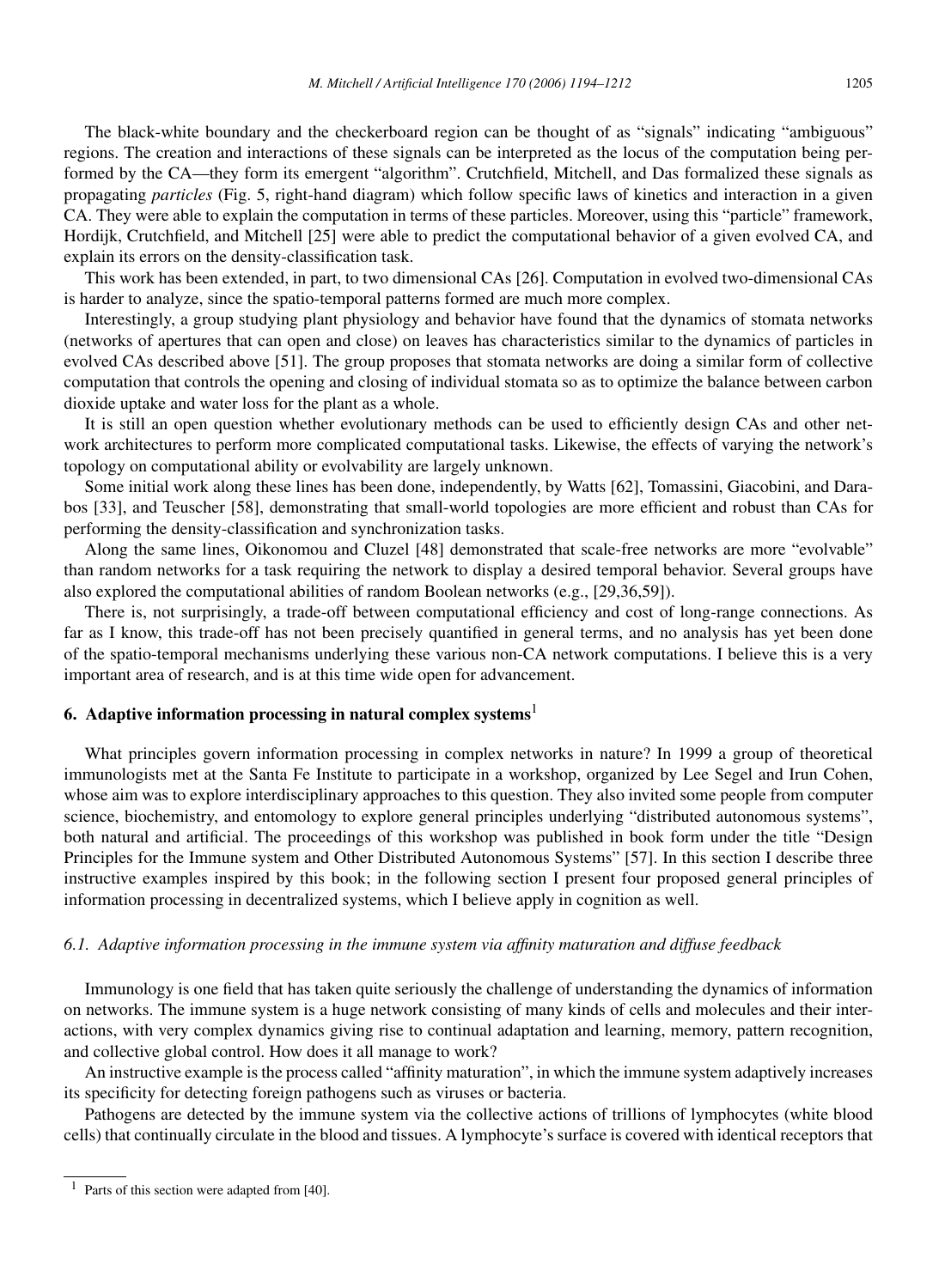The black-white boundary and the checkerboard region can be thought of as "signals" indicating "ambiguous" regions. The creation and interactions of these signals can be interpreted as the locus of the computation being performed by the CA—they form its emergent "algorithm". Crutchfield, Mitchell, and Das formalized these signals as propagating *particles* (Fig. 5, right-hand diagram) which follow specific laws of kinetics and interaction in a given CA. They were able to explain the computation in terms of these particles. Moreover, using this "particle" framework, Hordijk, Crutchfield, and Mitchell [25] were able to predict the computational behavior of a given evolved CA, and explain its errors on the density-classification task.

This work has been extended, in part, to two dimensional CAs [26]. Computation in evolved two-dimensional CAs is harder to analyze, since the spatio-temporal patterns formed are much more complex.

Interestingly, a group studying plant physiology and behavior have found that the dynamics of stomata networks (networks of apertures that can open and close) on leaves has characteristics similar to the dynamics of particles in evolved CAs described above [51]. The group proposes that stomata networks are doing a similar form of collective computation that controls the opening and closing of individual stomata so as to optimize the balance between carbon dioxide uptake and water loss for the plant as a whole.

It is still an open question whether evolutionary methods can be used to efficiently design CAs and other network architectures to perform more complicated computational tasks. Likewise, the effects of varying the network's topology on computational ability or evolvability are largely unknown.

Some initial work along these lines has been done, independently, by Watts [62], Tomassini, Giacobini, and Darabos [33], and Teuscher [58], demonstrating that small-world topologies are more efficient and robust than CAs for performing the density-classification and synchronization tasks.

Along the same lines, Oikonomou and Cluzel [48] demonstrated that scale-free networks are more "evolvable" than random networks for a task requiring the network to display a desired temporal behavior. Several groups have also explored the computational abilities of random Boolean networks (e.g., [29,36,59]).

There is, not surprisingly, a trade-off between computational efficiency and cost of long-range connections. As far as I know, this trade-off has not been precisely quantified in general terms, and no analysis has yet been done of the spatio-temporal mechanisms underlying these various non-CA network computations. I believe this is a very important area of research, and is at this time wide open for advancement.

## 6. Adaptive information processing in natural complex systems[1]

What principles govern information processing in complex networks in nature? In 1999 a group of theoretical immunologists met at the Santa Fe Institute to participate in a workshop, organized by Lee Segel and Irun Cohen, whose aim was to explore interdisciplinary approaches to this question. They also invited some people from computer science, biochemistry, and entomology to explore general principles underlying "distributed autonomous systems", both natural and artificial. The proceedings of this workshop was published in book form under the title "Design Principles for the Immune system and Other Distributed Autonomous Systems" [57]. In this section I describe three instructive examples inspired by this book; in the following section I present four proposed general principles of information processing in decentralized systems, which I believe apply in cognition as well.

### *6.1. Adaptive information processing in the immune system via affinity maturation and diffuse feedback*

Immunology is one field that has taken quite seriously the challenge of understanding the dynamics of information on networks. The immune system is a huge network consisting of many kinds of cells and molecules and their interactions, with very complex dynamics giving rise to continual adaptation and learning, memory, pattern recognition, and collective global control. How does it all manage to work?

An instructive example is the process called "affinity maturation", in which the immune system adaptively increases its specificity for detecting foreign pathogens such as viruses or bacteria.

Pathogens are detected by the immune system via the collective actions of trillions of lymphocytes (white blood cells) that continually circulate in the blood and tissues. A lymphocyte's surface is covered with identical receptors that

[1] Parts of this section were adapted from [40].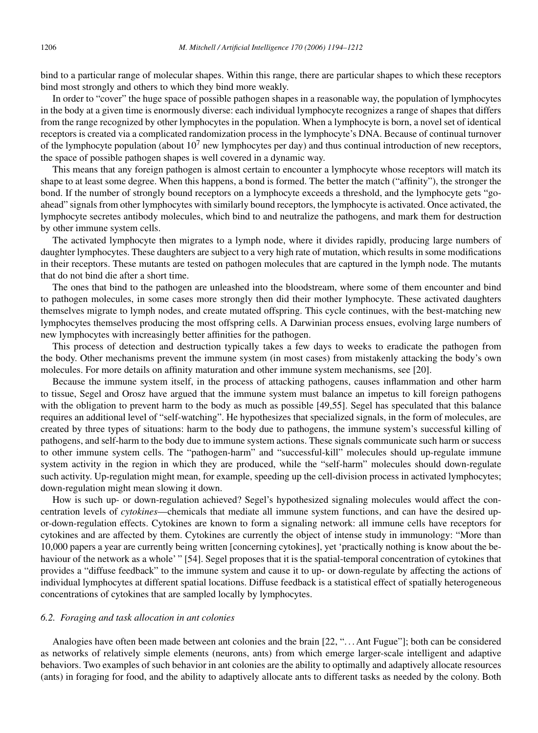bind to a particular range of molecular shapes. Within this range, there are particular shapes to which these receptors bind most strongly and others to which they bind more weakly.

In order to "cover" the huge space of possible pathogen shapes in a reasonable way, the population of lymphocytes in the body at a given time is enormously diverse: each individual lymphocyte recognizes a range of shapes that differs from the range recognized by other lymphocytes in the population. When a lymphocyte is born, a novel set of identical receptors is created via a complicated randomization process in the lymphocyte's DNA. Because of continual turnover of the lymphocyte population (about $10^7$ new lymphocytes per day) and thus continual introduction of new receptors, the space of possible pathogen shapes is well covered in a dynamic way.

This means that any foreign pathogen is almost certain to encounter a lymphocyte whose receptors will match its shape to at least some degree. When this happens, a bond is formed. The better the match ("affinity"), the stronger the bond. If the number of strongly bound receptors on a lymphocyte exceeds a threshold, and the lymphocyte gets "go-ahead" signals from other lymphocytes with similarly bound receptors, the lymphocyte is activated. Once activated, the lymphocyte secretes antibody molecules, which bind to and neutralize the pathogens, and mark them for destruction by other immune system cells.

The activated lymphocyte then migrates to a lymph node, where it divides rapidly, producing large numbers of daughter lymphocytes. These daughters are subject to a very high rate of mutation, which results in some modifications in their receptors. These mutants are tested on pathogen molecules that are captured in the lymph node. The mutants that do not bind die after a short time.

The ones that bind to the pathogen are unleashed into the bloodstream, where some of them encounter and bind to pathogen molecules, in some cases more strongly then did their mother lymphocyte. These activated daughters themselves migrate to lymph nodes, and create mutated offspring. This cycle continues, with the best-matching new lymphocytes themselves producing the most offspring cells. A Darwinian process ensues, evolving large numbers of new lymphocytes with increasingly better affinities for the pathogen.

This process of detection and destruction typically takes a few days to weeks to eradicate the pathogen from the body. Other mechanisms prevent the immune system (in most cases) from mistakenly attacking the body's own molecules. For more details on affinity maturation and other immune system mechanisms, see [20].

Because the immune system itself, in the process of attacking pathogens, causes inflammation and other harm to tissue, Segel and Orosz have argued that the immune system must balance an impetus to kill foreign pathogens with the obligation to prevent harm to the body as much as possible [49,55]. Segel has speculated that this balance requires an additional level of "self-watching". He hypothesizes that specialized signals, in the form of molecules, are created by three types of situations: harm to the body due to pathogens, the immune system's successful killing of pathogens, and self-harm to the body due to immune system actions. These signals communicate such harm or success to other immune system cells. The "pathogen-harm" and "successful-kill" molecules should up-regulate immune system activity in the region in which they are produced, while the "self-harm" molecules should down-regulate such activity. Up-regulation might mean, for example, speeding up the cell-division process in activated lymphocytes; down-regulation might mean slowing it down.

How is such up- or down-regulation achieved? Segel's hypothesized signaling molecules would affect the concentration levels of *cytokines*—chemicals that mediate all immune system functions, and can have the desired up-or-down-regulation effects. Cytokines are known to form a signaling network: all immune cells have receptors for cytokines and are affected by them. Cytokines are currently the object of intense study in immunology: "More than 10,000 papers a year are currently being written [concerning cytokines], yet 'practically nothing is know about the behaviour of the network as a whole' " [54]. Segel proposes that it is the spatial-temporal concentration of cytokines that provides a "diffuse feedback" to the immune system and cause it to up- or down-regulate by affecting the actions of individual lymphocytes at different spatial locations. Diffuse feedback is a statistical effect of spatially heterogeneous concentrations of cytokines that are sampled locally by lymphocytes.

### 6.2. Foraging and task allocation in ant colonies

Analogies have often been made between ant colonies and the brain [22, "... Ant Fugue"]; both can be considered as networks of relatively simple elements (neurons, ants) from which emerge larger-scale intelligent and adaptive behaviors. Two examples of such behavior in ant colonies are the ability to optimally and adaptively allocate resources (ants) in foraging for food, and the ability to adaptively allocate ants to different tasks as needed by the colony. Both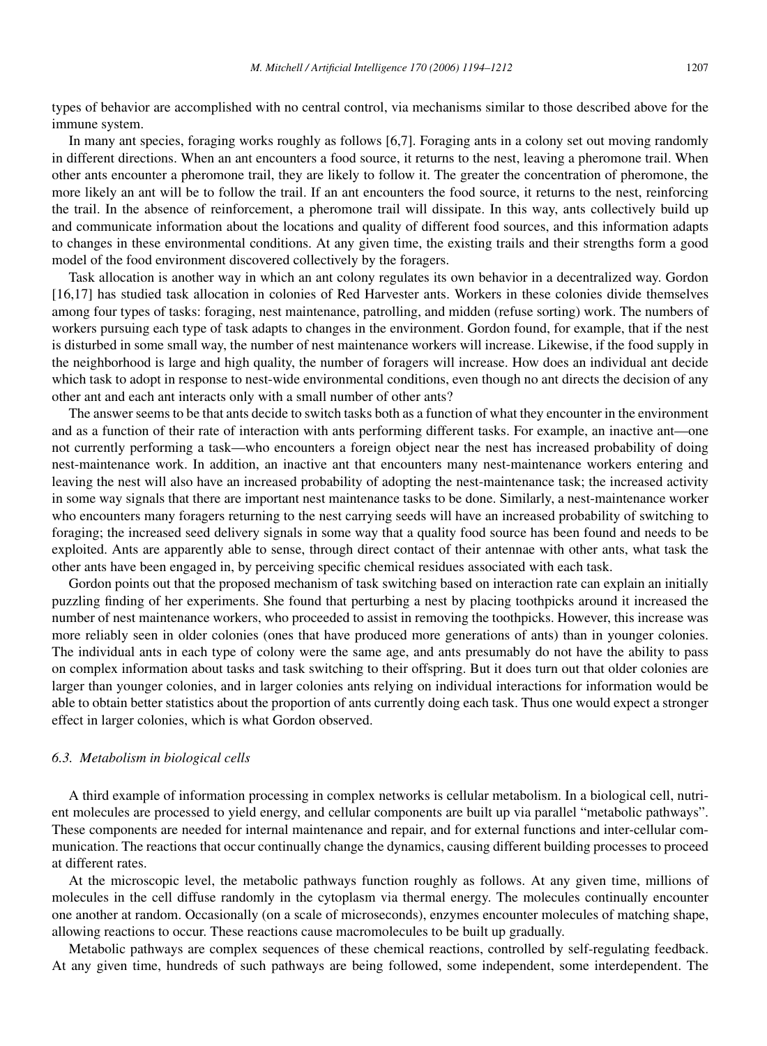types of behavior are accomplished with no central control, via mechanisms similar to those described above for the immune system.

In many ant species, foraging works roughly as follows [6,7]. Foraging ants in a colony set out moving randomly in different directions. When an ant encounters a food source, it returns to the nest, leaving a pheromone trail. When other ants encounter a pheromone trail, they are likely to follow it. The greater the concentration of pheromone, the more likely an ant will be to follow the trail. If an ant encounters the food source, it returns to the nest, reinforcing the trail. In the absence of reinforcement, a pheromone trail will dissipate. In this way, ants collectively build up and communicate information about the locations and quality of different food sources, and this information adapts to changes in these environmental conditions. At any given time, the existing trails and their strengths form a good model of the food environment discovered collectively by the foragers.

Task allocation is another way in which an ant colony regulates its own behavior in a decentralized way. Gordon [16,17] has studied task allocation in colonies of Red Harvester ants. Workers in these colonies divide themselves among four types of tasks: foraging, nest maintenance, patrolling, and midden (refuse sorting) work. The numbers of workers pursuing each type of task adapts to changes in the environment. Gordon found, for example, that if the nest is disturbed in some small way, the number of nest maintenance workers will increase. Likewise, if the food supply in the neighborhood is large and high quality, the number of foragers will increase. How does an individual ant decide which task to adopt in response to nest-wide environmental conditions, even though no ant directs the decision of any other ant and each ant interacts only with a small number of other ants?

The answer seems to be that ants decide to switch tasks both as a function of what they encounter in the environment and as a function of their rate of interaction with ants performing different tasks. For example, an inactive ant—one not currently performing a task—who encounters a foreign object near the nest has increased probability of doing nest-maintenance work. In addition, an inactive ant that encounters many nest-maintenance workers entering and leaving the nest will also have an increased probability of adopting the nest-maintenance task; the increased activity in some way signals that there are important nest maintenance tasks to be done. Similarly, a nest-maintenance worker who encounters many foragers returning to the nest carrying seeds will have an increased probability of switching to foraging; the increased seed delivery signals in some way that a quality food source has been found and needs to be exploited. Ants are apparently able to sense, through direct contact of their antennae with other ants, what task the other ants have been engaged in, by perceiving specific chemical residues associated with each task.

Gordon points out that the proposed mechanism of task switching based on interaction rate can explain an initially puzzling finding of her experiments. She found that perturbing a nest by placing toothpicks around it increased the number of nest maintenance workers, who proceeded to assist in removing the toothpicks. However, this increase was more reliably seen in older colonies (ones that have produced more generations of ants) than in younger colonies. The individual ants in each type of colony were the same age, and ants presumably do not have the ability to pass on complex information about tasks and task switching to their offspring. But it does turn out that older colonies are larger than younger colonies, and in larger colonies ants relying on individual interactions for information would be able to obtain better statistics about the proportion of ants currently doing each task. Thus one would expect a stronger effect in larger colonies, which is what Gordon observed.

### *6.3. Metabolism in biological cells*

A third example of information processing in complex networks is cellular metabolism. In a biological cell, nutrient molecules are processed to yield energy, and cellular components are built up via parallel "metabolic pathways". These components are needed for internal maintenance and repair, and for external functions and inter-cellular communication. The reactions that occur continually change the dynamics, causing different building processes to proceed at different rates.

At the microscopic level, the metabolic pathways function roughly as follows. At any given time, millions of molecules in the cell diffuse randomly in the cytoplasm via thermal energy. The molecules continually encounter one another at random. Occasionally (on a scale of microseconds), enzymes encounter molecules of matching shape, allowing reactions to occur. These reactions cause macromolecules to be built up gradually.

Metabolic pathways are complex sequences of these chemical reactions, controlled by self-regulating feedback. At any given time, hundreds of such pathways are being followed, some independent, some interdependent. The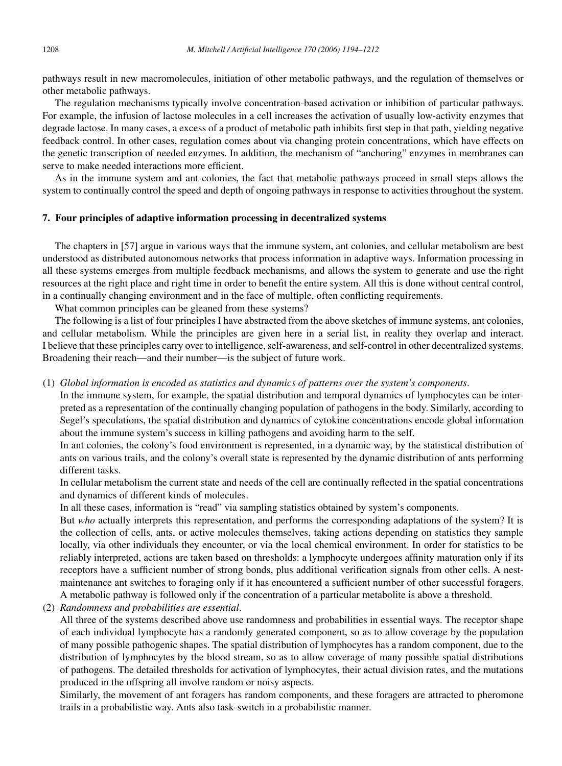pathways result in new macromolecules, initiation of other metabolic pathways, and the regulation of themselves or other metabolic pathways.

The regulation mechanisms typically involve concentration-based activation or inhibition of particular pathways. For example, the infusion of lactose molecules in a cell increases the activation of usually low-activity enzymes that degrade lactose. In many cases, a excess of a product of metabolic path inhibits first step in that path, yielding negative feedback control. In other cases, regulation comes about via changing protein concentrations, which have effects on the genetic transcription of needed enzymes. In addition, the mechanism of "anchoring" enzymes in membranes can serve to make needed interactions more efficient.

As in the immune system and ant colonies, the fact that metabolic pathways proceed in small steps allows the system to continually control the speed and depth of ongoing pathways in response to activities throughout the system.

## 7. Four principles of adaptive information processing in decentralized systems

The chapters in [57] argue in various ways that the immune system, ant colonies, and cellular metabolism are best understood as distributed autonomous networks that process information in adaptive ways. Information processing in all these systems emerges from multiple feedback mechanisms, and allows the system to generate and use the right resources at the right place and right time in order to benefit the entire system. All this is done without central control, in a continually changing environment and in the face of multiple, often conflicting requirements.

What common principles can be gleaned from these systems?

The following is a list of four principles I have abstracted from the above sketches of immune systems, ant colonies, and cellular metabolism. While the principles are given here in a serial list, in reality they overlap and interact. I believe that these principles carry over to intelligence, self-awareness, and self-control in other decentralized systems. Broadening their reach—and their number—is the subject of future work.

(1) *Global information is encoded as statistics and dynamics of patterns over the system's components.*

In the immune system, for example, the spatial distribution and temporal dynamics of lymphocytes can be interpreted as a representation of the continually changing population of pathogens in the body. Similarly, according to Segel's speculations, the spatial distribution and dynamics of cytokine concentrations encode global information about the immune system's success in killing pathogens and avoiding harm to the self.

In ant colonies, the colony's food environment is represented, in a dynamic way, by the statistical distribution of ants on various trails, and the colony's overall state is represented by the dynamic distribution of ants performing different tasks.

In cellular metabolism the current state and needs of the cell are continually reflected in the spatial concentrations and dynamics of different kinds of molecules.

In all these cases, information is "read" via sampling statistics obtained by system's components.

But *who* actually interprets this representation, and performs the corresponding adaptations of the system? It is the collection of cells, ants, or active molecules themselves, taking actions depending on statistics they sample locally, via other individuals they encounter, or via the local chemical environment. In order for statistics to be reliably interpreted, actions are taken based on thresholds: a lymphocyte undergoes affinity maturation only if its receptors have a sufficient number of strong bonds, plus additional verification signals from other cells. A nest-maintenance ant switches to foraging only if it has encountered a sufficient number of other successful foragers. A metabolic pathway is followed only if the concentration of a particular metabolite is above a threshold.

(2) *Randomness and probabilities are essential.*

All three of the systems described above use randomness and probabilities in essential ways. The receptor shape of each individual lymphocyte has a randomly generated component, so as to allow coverage by the population of many possible pathogenic shapes. The spatial distribution of lymphocytes has a random component, due to the distribution of lymphocytes by the blood stream, so as to allow coverage of many possible spatial distributions of pathogens. The detailed thresholds for activation of lymphocytes, their actual division rates, and the mutations produced in the offspring all involve random or noisy aspects.

Similarly, the movement of ant foragers has random components, and these foragers are attracted to pheromone trails in a probabilistic way. Ants also task-switch in a probabilistic manner.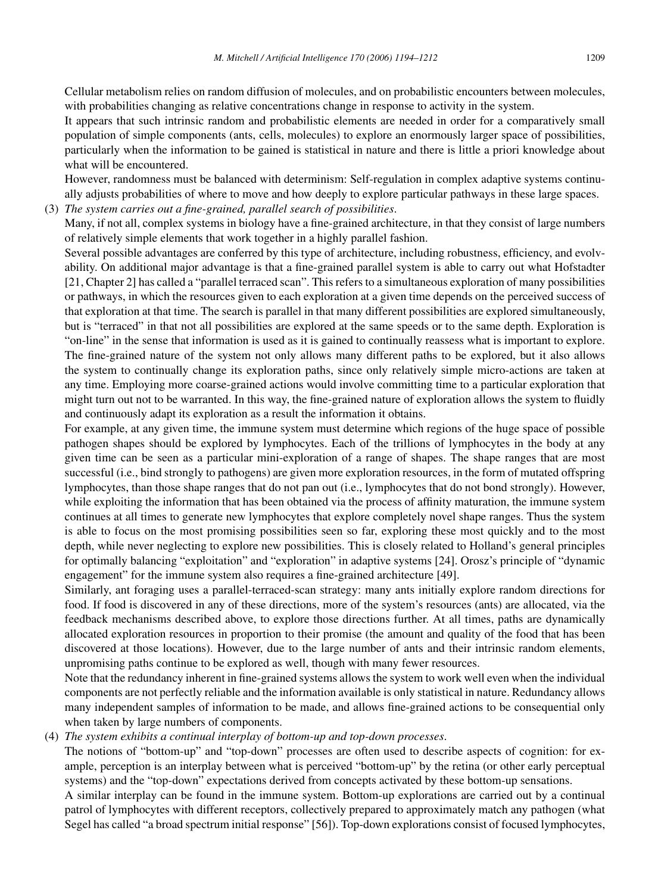Cellular metabolism relies on random diffusion of molecules, and on probabilistic encounters between molecules, with probabilities changing as relative concentrations change in response to activity in the system.

It appears that such intrinsic random and probabilistic elements are needed in order for a comparatively small population of simple components (ants, cells, molecules) to explore an enormously larger space of possibilities, particularly when the information to be gained is statistical in nature and there is little a priori knowledge about what will be encountered.

However, randomness must be balanced with determinism: Self-regulation in complex adaptive systems continually adjusts probabilities of where to move and how deeply to explore particular pathways in these large spaces.

(3) *The system carries out a fine-grained, parallel search of possibilities.*

Many, if not all, complex systems in biology have a fine-grained architecture, in that they consist of large numbers of relatively simple elements that work together in a highly parallel fashion.

Several possible advantages are conferred by this type of architecture, including robustness, efficiency, and evolvability. On additional major advantage is that a fine-grained parallel system is able to carry out what Hofstadter [21, Chapter 2] has called a "parallel terraced scan". This refers to a simultaneous exploration of many possibilities or pathways, in which the resources given to each exploration at a given time depends on the perceived success of that exploration at that time. The search is parallel in that many different possibilities are explored simultaneously, but is "terraced" in that not all possibilities are explored at the same speeds or to the same depth. Exploration is "on-line" in the sense that information is used as it is gained to continually reassess what is important to explore. The fine-grained nature of the system not only allows many different paths to be explored, but it also allows the system to continually change its exploration paths, since only relatively simple micro-actions are taken at any time. Employing more coarse-grained actions would involve committing time to a particular exploration that might turn out not to be warranted. In this way, the fine-grained nature of exploration allows the system to fluidly and continuously adapt its exploration as a result the information it obtains.

For example, at any given time, the immune system must determine which regions of the huge space of possible pathogen shapes should be explored by lymphocytes. Each of the trillions of lymphocytes in the body at any given time can be seen as a particular mini-exploration of a range of shapes. The shape ranges that are most successful (i.e., bind strongly to pathogens) are given more exploration resources, in the form of mutated offspring lymphocytes, than those shape ranges that do not pan out (i.e., lymphocytes that do not bond strongly). However, while exploiting the information that has been obtained via the process of affinity maturation, the immune system continues at all times to generate new lymphocytes that explore completely novel shape ranges. Thus the system is able to focus on the most promising possibilities seen so far, exploring these most quickly and to the most depth, while never neglecting to explore new possibilities. This is closely related to Holland's general principles for optimally balancing "exploitation" and "exploration" in adaptive systems [24]. Orosz's principle of "dynamic engagement" for the immune system also requires a fine-grained architecture [49].

Similarly, ant foraging uses a parallel-terraced-scan strategy: many ants initially explore random directions for food. If food is discovered in any of these directions, more of the system's resources (ants) are allocated, via the feedback mechanisms described above, to explore those directions further. At all times, paths are dynamically allocated exploration resources in proportion to their promise (the amount and quality of the food that has been discovered at those locations). However, due to the large number of ants and their intrinsic random elements, unpromising paths continue to be explored as well, though with many fewer resources.

Note that the redundancy inherent in fine-grained systems allows the system to work well even when the individual components are not perfectly reliable and the information available is only statistical in nature. Redundancy allows many independent samples of information to be made, and allows fine-grained actions to be consequential only when taken by large numbers of components.

(4) *The system exhibits a continual interplay of bottom-up and top-down processes.*

The notions of "bottom-up" and "top-down" processes are often used to describe aspects of cognition: for example, perception is an interplay between what is perceived "bottom-up" by the retina (or other early perceptual systems) and the "top-down" expectations derived from concepts activated by these bottom-up sensations.

A similar interplay can be found in the immune system. Bottom-up explorations are carried out by a continual patrol of lymphocytes with different receptors, collectively prepared to approximately match any pathogen (what Segel has called "a broad spectrum initial response" [56]). Top-down explorations consist of focused lymphocytes,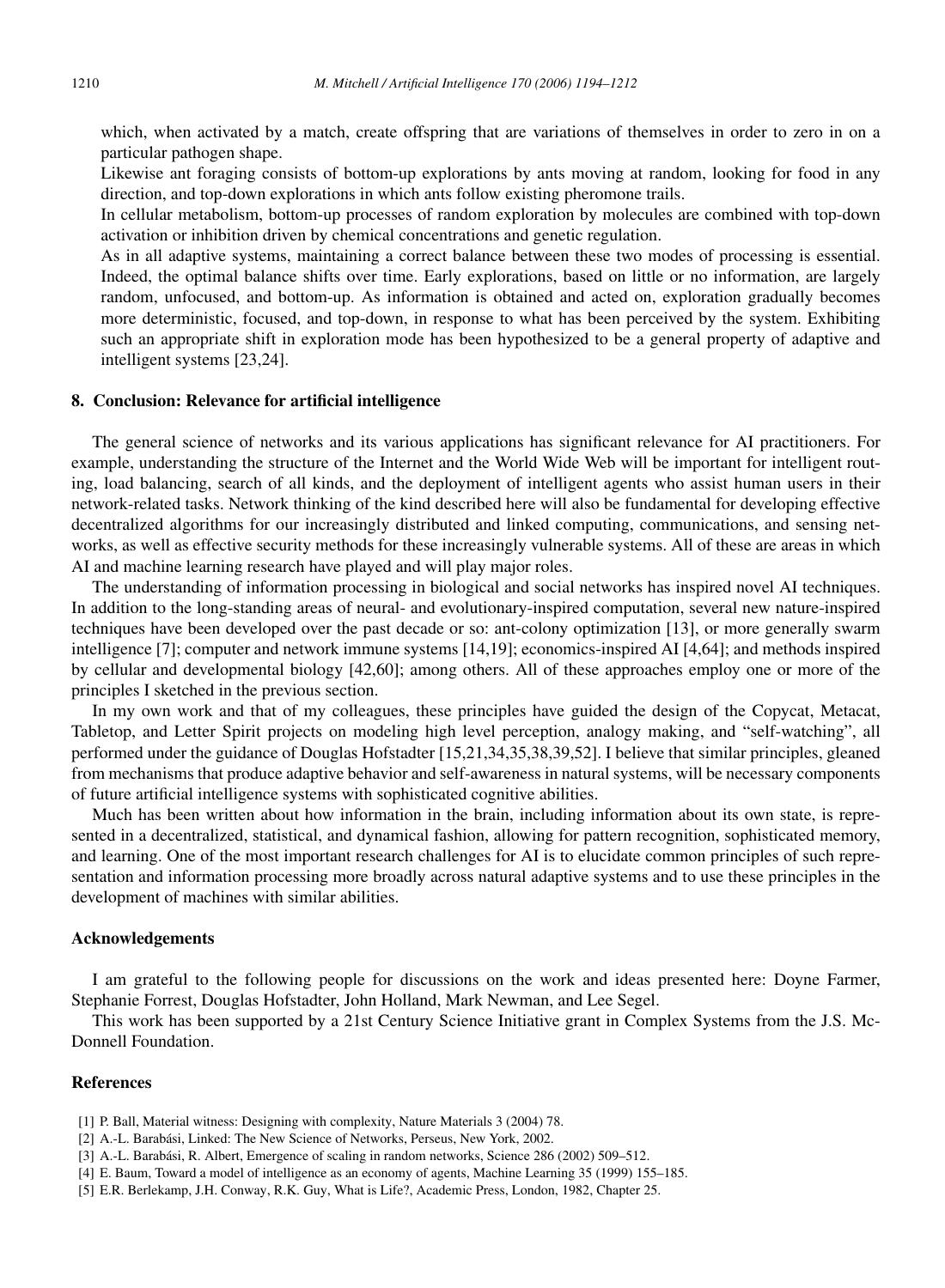which, when activated by a match, create offspring that are variations of themselves in order to zero in on a particular pathogen shape.

Likewise ant foraging consists of bottom-up explorations by ants moving at random, looking for food in any direction, and top-down explorations in which ants follow existing pheromone trails.

In cellular metabolism, bottom-up processes of random exploration by molecules are combined with top-down activation or inhibition driven by chemical concentrations and genetic regulation.

As in all adaptive systems, maintaining a correct balance between these two modes of processing is essential. Indeed, the optimal balance shifts over time. Early explorations, based on little or no information, are largely random, unfocused, and bottom-up. As information is obtained and acted on, exploration gradually becomes more deterministic, focused, and top-down, in response to what has been perceived by the system. Exhibiting such an appropriate shift in exploration mode has been hypothesized to be a general property of adaptive and intelligent systems [23,24].

## 8. Conclusion: Relevance for artificial intelligence

The general science of networks and its various applications has significant relevance for AI practitioners. For example, understanding the structure of the Internet and the World Wide Web will be important for intelligent routing, load balancing, search of all kinds, and the deployment of intelligent agents who assist human users in their network-related tasks. Network thinking of the kind described here will also be fundamental for developing effective decentralized algorithms for our increasingly distributed and linked computing, communications, and sensing networks, as well as effective security methods for these increasingly vulnerable systems. All of these are areas in which AI and machine learning research have played and will play major roles.

The understanding of information processing in biological and social networks has inspired novel AI techniques. In addition to the long-standing areas of neural- and evolutionary-inspired computation, several new nature-inspired techniques have been developed over the past decade or so: ant-colony optimization [13], or more generally swarm intelligence [7]; computer and network immune systems [14,19]; economics-inspired AI [4,64]; and methods inspired by cellular and developmental biology [42,60]; among others. All of these approaches employ one or more of the principles I sketched in the previous section.

In my own work and that of my colleagues, these principles have guided the design of the Copycat, Metacat, Tabletop, and Letter Spirit projects on modeling high level perception, analogy making, and "self-watching", all performed under the guidance of Douglas Hofstadter [15,21,34,35,38,39,52]. I believe that similar principles, gleaned from mechanisms that produce adaptive behavior and self-awareness in natural systems, will be necessary components of future artificial intelligence systems with sophisticated cognitive abilities.

Much has been written about how information in the brain, including information about its own state, is represented in a decentralized, statistical, and dynamical fashion, allowing for pattern recognition, sophisticated memory, and learning. One of the most important research challenges for AI is to elucidate common principles of such representation and information processing more broadly across natural adaptive systems and to use these principles in the development of machines with similar abilities.

## Acknowledgements

I am grateful to the following people for discussions on the work and ideas presented here: Doyne Farmer, Stephanie Forrest, Douglas Hofstadter, John Holland, Mark Newman, and Lee Segel.

This work has been supported by a 21st Century Science Initiative grant in Complex Systems from the J.S. McDonnell Foundation.

## References

[1] P. Ball, Material witness: Designing with complexity, Nature Materials 3 (2004) 78.

[2] A.-L. Barabási, Linked: The New Science of Networks, Perseus, New York, 2002.

[3] A.-L. Barabási, R. Albert, Emergence of scaling in random networks, Science 286 (2002) 509–512.

[4] E. Baum, Toward a model of intelligence as an economy of agents, Machine Learning 35 (1999) 155–185.

[5] E.R. Berlekamp, J.H. Conway, R.K. Guy, What is Life?, Academic Press, London, 1982, Chapter 25.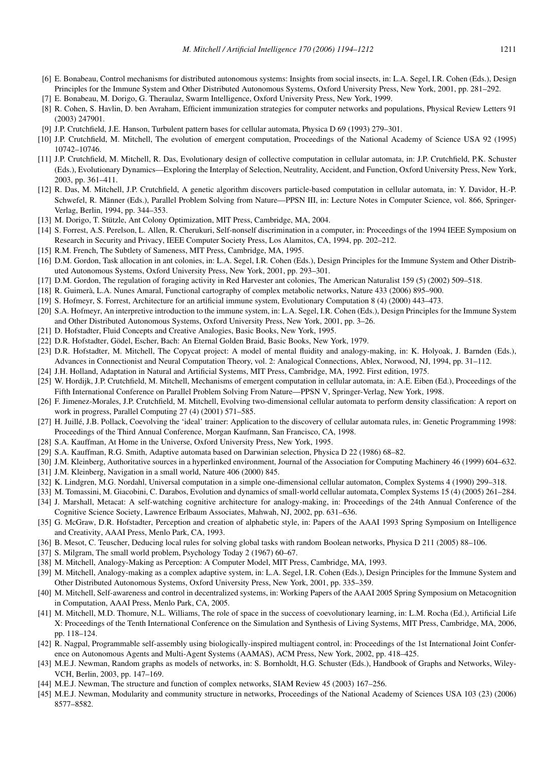[6] E. Bonabeau, Control mechanisms for distributed autonomous systems: Insights from social insects, in: L.A. Segel, I.R. Cohen (Eds.), Design Principles for the Immune System and Other Distributed Autonomous Systems, Oxford University Press, New York, 2001, pp. 281–292.

[7] E. Bonabeau, M. Dorigo, G. Theraulaz, Swarm Intelligence, Oxford University Press, New York, 1999.

[8] R. Cohen, S. Havlin, D. ben Avraham, Efficient immunization strategies for computer networks and populations, Physical Review Letters 91 (2003) 247901.

[9] J.P. Crutchfield, J.E. Hanson, Turbulent pattern bases for cellular automata, Physica D 69 (1993) 279–301.

[10] J.P. Crutchfield, M. Mitchell, The evolution of emergent computation, Proceedings of the National Academy of Science USA 92 (1995) 10742–10746.

[11] J.P. Crutchfield, M. Mitchell, R. Das, Evolutionary design of collective computation in cellular automata, in: J.P. Crutchfield, P.K. Schuster (Eds.), Evolutionary Dynamics—Exploring the Interplay of Selection, Neutrality, Accident, and Function, Oxford University Press, New York, 2003, pp. 361–411.

[12] R. Das, M. Mitchell, J.P. Crutchfield, A genetic algorithm discovers particle-based computation in cellular automata, in: Y. Davidor, H.-P. Schwefel, R. Männer (Eds.), Parallel Problem Solving from Nature—PPSN III, in: Lecture Notes in Computer Science, vol. 866, Springer-Verlag, Berlin, 1994, pp. 344–353.

[13] M. Dorigo, T. Stützle, Ant Colony Optimization, MIT Press, Cambridge, MA, 2004.

[14] S. Forrest, A.S. Perelson, L. Allen, R. Cherukuri, Self-nonself discrimination in a computer, in: Proceedings of the 1994 IEEE Symposium on Research in Security and Privacy, IEEE Computer Society Press, Los Alamitos, CA, 1994, pp. 202–212.

[15] R.M. French, The Subtlety of Sameness, MIT Press, Cambridge, MA, 1995.

[16] D.M. Gordon, Task allocation in ant colonies, in: L.A. Segel, I.R. Cohen (Eds.), Design Principles for the Immune System and Other Distributed Autonomous Systems, Oxford University Press, New York, 2001, pp. 293–301.

[17] D.M. Gordon, The regulation of foraging activity in Red Harvester ant colonies, The American Naturalist 159 (5) (2002) 509–518.

[18] R. Guimerà, L.A. Nunes Amaral, Functional cartography of complex metabolic networks, Nature 433 (2006) 895–900.

[19] S. Hofmeyr, S. Forrest, Architecture for an artificial immune system, Evolutionary Computation 8 (4) (2000) 443–473.

[20] S.A. Hofmeyr, An interpretive introduction to the immune system, in: L.A. Segel, I.R. Cohen (Eds.), Design Principles for the Immune System and Other Distributed Autonomous Systems, Oxford University Press, New York, 2001, pp. 3–26.

[21] D. Hofstadter, Fluid Concepts and Creative Analogies, Basic Books, New York, 1995.

[22] D.R. Hofstadter, Gödel, Escher, Bach: An Eternal Golden Braid, Basic Books, New York, 1979.

[23] D.R. Hofstadter, M. Mitchell, The Copycat project: A model of mental fluidity and analogy-making, in: K. Holyoak, J. Barnden (Eds.), Advances in Connectionist and Neural Computation Theory, vol. 2: Analogical Connections, Ablex, Norwood, NJ, 1994, pp. 31–112.

[24] J.H. Holland, Adaptation in Natural and Artificial Systems, MIT Press, Cambridge, MA, 1992. First edition, 1975.

[25] W. Hordijk, J.P. Crutchfield, M. Mitchell, Mechanisms of emergent computation in cellular automata, in: A.E. Eiben (Ed.), Proceedings of the Fifth International Conference on Parallel Problem Solving From Nature—PPSN V, Springer-Verlag, New York, 1998.

[26] F. Jimenez-Morales, J.P. Crutchfield, M. Mitchell, Evolving two-dimensional cellular automata to perform density classification: A report on work in progress, Parallel Computing 27 (4) (2001) 571–585.

[27] H. Juillé, J.B. Pollack, Coevolving the 'ideal' trainer: Application to the discovery of cellular automata rules, in: Genetic Programming 1998: Proceedings of the Third Annual Conference, Morgan Kaufmann, San Francisco, CA, 1998.

[28] S.A. Kauffman, At Home in the Universe, Oxford University Press, New York, 1995.

[29] S.A. Kauffman, R.G. Smith, Adaptive automata based on Darwinian selection, Physica D 22 (1986) 68–82.

[30] J.M. Kleinberg, Authoritative sources in a hyperlinked environment, Journal of the Association for Computing Machinery 46 (1999) 604–632.

[31] J.M. Kleinberg, Navigation in a small world, Nature 406 (2000) 845.

[32] K. Lindgren, M.G. Nordahl, Universal computation in a simple one-dimensional cellular automaton, Complex Systems 4 (1990) 299–318.

[33] M. Tomassini, M. Giacobini, C. Darabos, Evolution and dynamics of small-world cellular automata, Complex Systems 15 (4) (2005) 261–284.

[34] J. Marshall, Metacat: A self-watching cognitive architecture for analogy-making, in: Proceedings of the 24th Annual Conference of the Cognitive Science Society, Lawrence Erlbaum Associates, Mahwah, NJ, 2002, pp. 631–636.

[35] G. McGraw, D.R. Hofstadter, Perception and creation of alphabetic style, in: Papers of the AAAI 1993 Spring Symposium on Intelligence and Creativity, AAAI Press, Menlo Park, CA, 1993.

[36] B. Mesot, C. Teuscher, Deducing local rules for solving global tasks with random Boolean networks, Physica D 211 (2005) 88–106.

[37] S. Milgram, The small world problem, Psychology Today 2 (1967) 60–67.

[38] M. Mitchell, Analogy-Making as Perception: A Computer Model, MIT Press, Cambridge, MA, 1993.

[39] M. Mitchell, Analogy-making as a complex adaptive system, in: L.A. Segel, I.R. Cohen (Eds.), Design Principles for the Immune System and Other Distributed Autonomous Systems, Oxford University Press, New York, 2001, pp. 335–359.

[40] M. Mitchell, Self-awareness and control in decentralized systems, in: Working Papers of the AAAI 2005 Spring Symposium on Metacognition in Computation, AAAI Press, Menlo Park, CA, 2005.

[41] M. Mitchell, M.D. Thomure, N.L. Williams, The role of space in the success of coevolutionary learning, in: L.M. Rocha (Ed.), Artificial Life X: Proceedings of the Tenth International Conference on the Simulation and Synthesis of Living Systems, MIT Press, Cambridge, MA, 2006, pp. 118–124.

[42] R. Nagpal, Programmable self-assembly using biologically-inspired multiagent control, in: Proceedings of the 1st International Joint Conference on Autonomous Agents and Multi-Agent Systems (AAMAS), ACM Press, New York, 2002, pp. 418–425.

[43] M.E.J. Newman, Random graphs as models of networks, in: S. Bornholdt, H.G. Schuster (Eds.), Handbook of Graphs and Networks, Wiley-VCH, Berlin, 2003, pp. 147–169.

[44] M.E.J. Newman, The structure and function of complex networks, SIAM Review 45 (2003) 167–256.

[45] M.E.J. Newman, Modularity and community structure in networks, Proceedings of the National Academy of Sciences USA 103 (23) (2006) 8577–8582.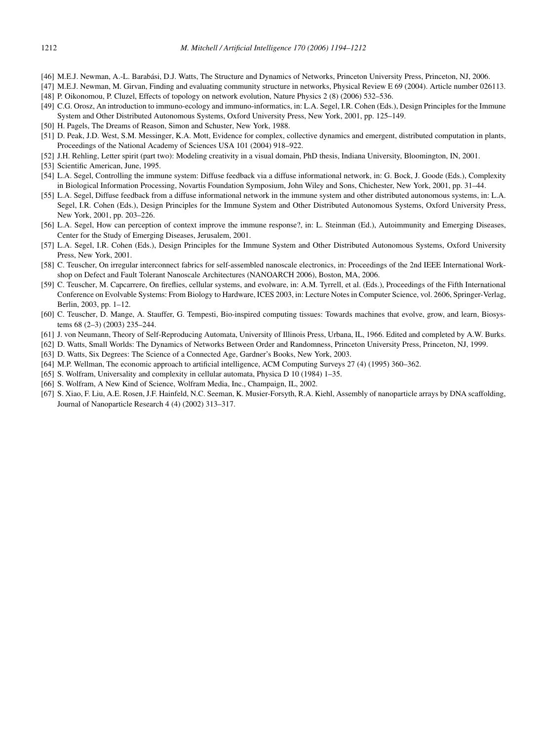[46] M.E.J. Newman, A.-L. Barabási, D.J. Watts, The Structure and Dynamics of Networks, Princeton University Press, Princeton, NJ, 2006.

[47] M.E.J. Newman, M. Girvan, Finding and evaluating community structure in networks, Physical Review E 69 (2004). Article number 026113.

[48] P. Oikonomou, P. Cluzel, Effects of topology on network evolution, Nature Physics 2 (8) (2006) 532–536.

[49] C.G. Orosz, An introduction to immuno-ecology and immuno-informatics, in: L.A. Segel, I.R. Cohen (Eds.), Design Principles for the Immune System and Other Distributed Autonomous Systems, Oxford University Press, New York, 2001, pp. 125–149.

[50] H. Pagels, The Dreams of Reason, Simon and Schuster, New York, 1988.

[51] D. Peak, J.D. West, S.M. Messinger, K.A. Mott, Evidence for complex, collective dynamics and emergent, distributed computation in plants, Proceedings of the National Academy of Sciences USA 101 (2004) 918–922.

[52] J.H. Rehling, Letter spirit (part two): Modeling creativity in a visual domain, PhD thesis, Indiana University, Bloomington, IN, 2001.

[53] Scientific American, June, 1995.

[54] L.A. Segel, Controlling the immune system: Diffuse feedback via a diffuse informational network, in: G. Bock, J. Goode (Eds.), Complexity in Biological Information Processing, Novartis Foundation Symposium, John Wiley and Sons, Chichester, New York, 2001, pp. 31–44.

[55] L.A. Segel, Diffuse feedback from a diffuse informational network in the immune system and other distributed autonomous systems, in: L.A. Segel, I.R. Cohen (Eds.), Design Principles for the Immune System and Other Distributed Autonomous Systems, Oxford University Press, New York, 2001, pp. 203–226.

[56] L.A. Segel, How can perception of context improve the immune response?, in: L. Steinman (Ed.), Autoimmunity and Emerging Diseases, Center for the Study of Emerging Diseases, Jerusalem, 2001.

[57] L.A. Segel, I.R. Cohen (Eds.), Design Principles for the Immune System and Other Distributed Autonomous Systems, Oxford University Press, New York, 2001.

[58] C. Teuscher, On irregular interconnect fabrics for self-assembled nanoscale electronics, in: Proceedings of the 2nd IEEE International Workshop on Defect and Fault Tolerant Nanoscale Architectures (NANOARCH 2006), Boston, MA, 2006.

[59] C. Teuscher, M. Capcarrere, On fireflies, cellular systems, and evolware, in: A.M. Tyrrell, et al. (Eds.), Proceedings of the Fifth International Conference on Evolvable Systems: From Biology to Hardware, ICES 2003, in: Lecture Notes in Computer Science, vol. 2606, Springer-Verlag, Berlin, 2003, pp. 1–12.

[60] C. Teuscher, D. Mange, A. Stauffer, G. Tempesti, Bio-inspired computing tissues: Towards machines that evolve, grow, and learn, Biosystems 68 (2–3) (2003) 235–244.

[61] J. von Neumann, Theory of Self-Reproducing Automata, University of Illinois Press, Urbana, IL, 1966. Edited and completed by A.W. Burks.

[62] D. Watts, Small Worlds: The Dynamics of Networks Between Order and Randomness, Princeton University Press, Princeton, NJ, 1999.

[63] D. Watts, Six Degrees: The Science of a Connected Age, Gardner's Books, New York, 2003.

[64] M.P. Wellman, The economic approach to artificial intelligence, ACM Computing Surveys 27 (4) (1995) 360–362.

[65] S. Wolfram, Universality and complexity in cellular automata, Physica D 10 (1984) 1–35.

[66] S. Wolfram, A New Kind of Science, Wolfram Media, Inc., Champaign, IL, 2002.

[67] S. Xiao, F. Liu, A.E. Rosen, J.F. Hainfeld, N.C. Seeman, K. Musier-Forsyth, R.A. Kiehl, Assembly of nanoparticle arrays by DNA scaffolding, Journal of Nanoparticle Research 4 (4) (2002) 313–317.